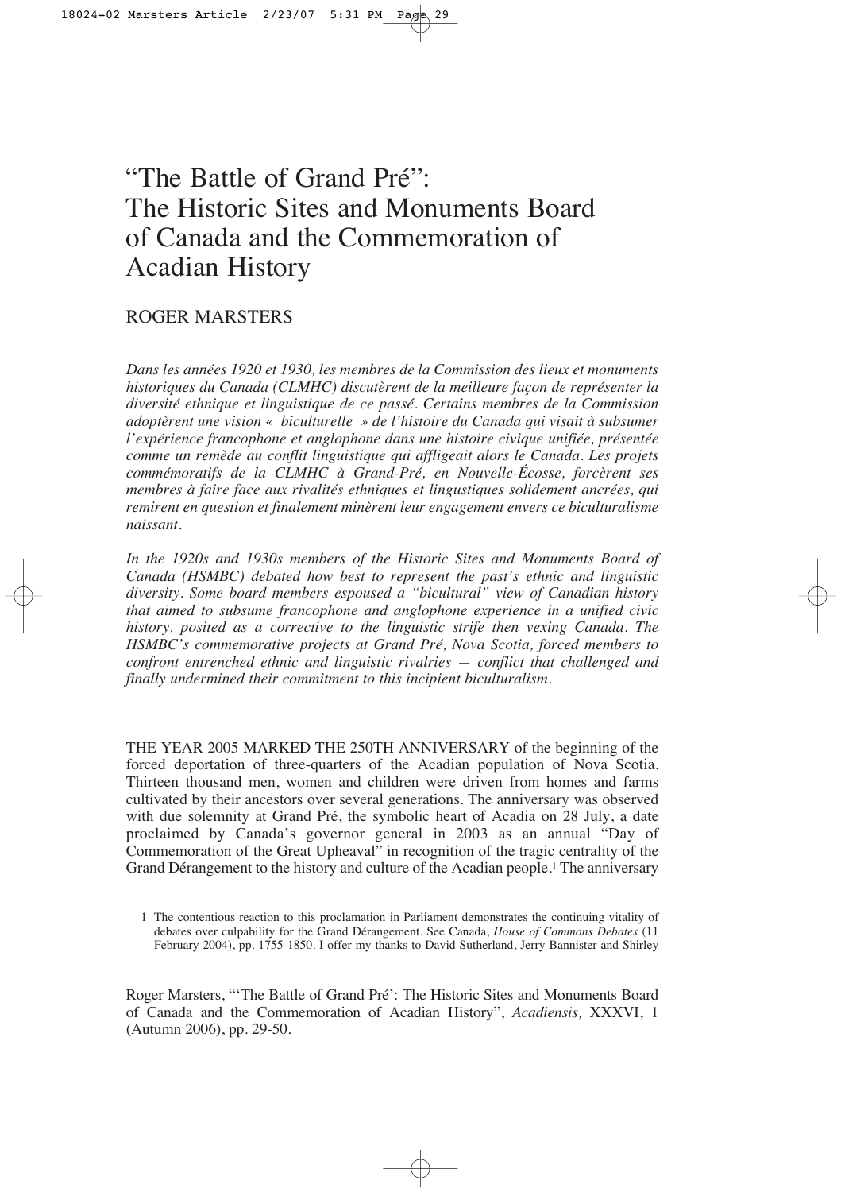# "The Battle of Grand Pré": The Historic Sites and Monuments Board of Canada and the Commemoration of Acadian History

ROGER MARSTERS

*Dans les années 1920 et 1930, les membres de la Commission des lieux et monuments historiques du Canada (CLMHC) discutèrent de la meilleure façon de représenter la diversité ethnique et linguistique de ce passé. Certains membres de la Commission adoptèrent une vision « biculturelle » de l'histoire du Canada qui visait à subsumer l'expérience francophone et anglophone dans une histoire civique unifiée, présentée comme un remède au conflit linguistique qui affligeait alors le Canada. Les projets commémoratifs de la CLMHC à Grand-Pré, en Nouvelle-Écosse, forcèrent ses membres à faire face aux rivalités ethniques et lingstuiques solidement ancrées, qui remirent en question et finalement minèrent leur engagement envers ce biculturalisme naissant.*

*In the 1920s and 1930s members of the Historic Sites and Monuments Board of Canada (HSMBC) debated how best to represent the past's ethnic and linguistic diversity. Some board members espoused a "bicultural" view of Canadian history that aimed to subsume francophone and anglophone experience in a unified civic history, posited as a corrective to the linguistic strife then vexing Canada. The HSMBC's commemorative projects at Grand Pré, Nova Scotia, forced members to confront entrenched ethnic and linguistic rivalries — conflict that challenged and finally undermined their commitment to this incipient biculturalism.*

THE YEAR 2005 MARKED THE 250TH ANNIVERSARY of the beginning of the forced deportation of three-quarters of the Acadian population of Nova Scotia. Thirteen thousand men, women and children were driven from homes and farms cultivated by their ancestors over several generations. The anniversary was observed with due solemnity at Grand Pré, the symbolic heart of Acadia on 28 July, a date proclaimed by Canada's governor general in 2003 as an annual "Day of Commemoration of the Great Upheaval" in recognition of the tragic centrality of the Grand Dérangement to the history and culture of the Acadian people.[1] The anniversary

1 The contentious reaction to this proclamation in Parliament demonstrates the continuing vitality of debates over culpability for the Grand Dérangement. See Canada, *House of Commons Debates* (11 February 2004), pp. 1755-1850. I offer my thanks to David Sutherland, Jerry Bannister and Shirley

Roger Marsters, "'The Battle of Grand Pré': The Historic Sites and Monuments Board of Canada and the Commemoration of Acadian History", *Acadiensis,* XXXVI, 1 (Autumn 2006), pp. 29-50.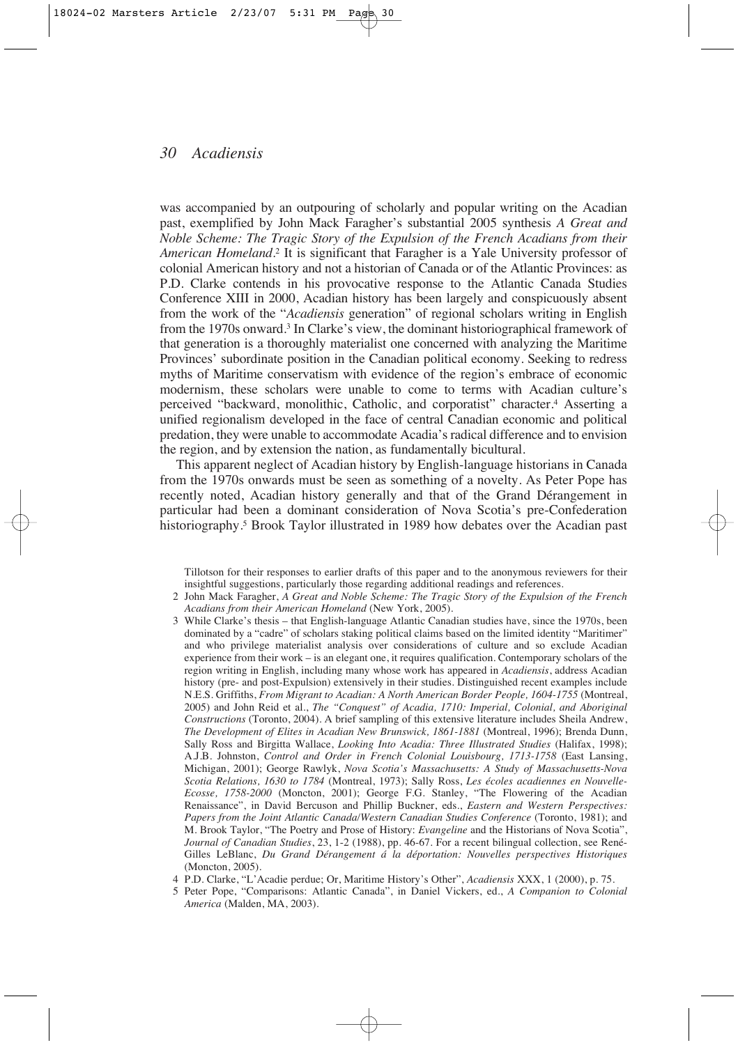was accompanied by an outpouring of scholarly and popular writing on the Acadian past, exemplified by John Mack Faragher's substantial 2005 synthesis *A Great and Noble Scheme: The Tragic Story of the Expulsion of the French Acadians from their American Homeland*.[2] It is significant that Faragher is a Yale University professor of colonial American history and not a historian of Canada or of the Atlantic Provinces: as P.D. Clarke contends in his provocative response to the Atlantic Canada Studies Conference XIII in 2000, Acadian history has been largely and conspicuously absent from the work of the "*Acadiensis* generation" of regional scholars writing in English from the 1970s onward.[3] In Clarke's view, the dominant historiographical framework of that generation is a thoroughly materialist one concerned with analyzing the Maritime Provinces' subordinate position in the Canadian political economy. Seeking to redress myths of Maritime conservatism with evidence of the region's embrace of economic modernism, these scholars were unable to come to terms with Acadian culture's perceived "backward, monolithic, Catholic, and corporatist" character.[4] Asserting a unified regionalism developed in the face of central Canadian economic and political predation, they were unable to accommodate Acadia's radical difference and to envision the region, and by extension the nation, as fundamentally bicultural.

This apparent neglect of Acadian history by English-language historians in Canada from the 1970s onwards must be seen as something of a novelty. As Peter Pope has recently noted, Acadian history generally and that of the Grand Dérangement in particular had been a dominant consideration of Nova Scotia's pre-Confederation historiography.[5] Brook Taylor illustrated in 1989 how debates over the Acadian past

Tillotson for their responses to earlier drafts of this paper and to the anonymous reviewers for their insightful suggestions, particularly those regarding additional readings and references.

2 John Mack Faragher, *A Great and Noble Scheme: The Tragic Story of the Expulsion of the French Acadians from their American Homeland* (New York, 2005).

3 While Clarke's thesis – that English-language Atlantic Canadian studies have, since the 1970s, been dominated by a "cadre" of scholars staking political claims based on the limited identity "Maritimer" and who privilege materialist analysis over considerations of culture and so exclude Acadian experience from their work – is an elegant one, it requires qualification. Contemporary scholars of the region writing in English, including many whose work has appeared in *Acadiensis*, address Acadian history (pre- and post-Expulsion) extensively in their studies. Distinguished recent examples include N.E.S. Griffiths, *From Migrant to Acadian: A North American Border People, 1604-1755* (Montreal, 2005) and John Reid et al., *The "Conquest" of Acadia, 1710: Imperial, Colonial, and Aboriginal Constructions* (Toronto, 2004). A brief sampling of this extensive literature includes Sheila Andrew, *The Development of Elites in Acadian New Brunswick, 1861-1881* (Montreal, 1996); Brenda Dunn, Sally Ross and Birgitta Wallace, *Looking Into Acadia: Three Illustrated Studies* (Halifax, 1998); A.J.B. Johnston, *Control and Order in French Colonial Louisbourg, 1713-1758* (East Lansing, Michigan, 2001); George Rawlyk, *Nova Scotia's Massachusetts: A Study of Massachusetts-Nova Scotia Relations, 1630 to 1784* (Montreal, 1973); Sally Ross, *Les écoles acadiennes en Nouvelle-Ecosse, 1758-2000* (Moncton, 2001); George F.G. Stanley, "The Flowering of the Acadian Renaissance", in David Bercuson and Phillip Buckner, eds., *Eastern and Western Perspectives: Papers from the Joint Atlantic Canada/Western Canadian Studies Conference* (Toronto, 1981); and M. Brook Taylor, "The Poetry and Prose of History: *Evangeline* and the Historians of Nova Scotia", *Journal of Canadian Studies*, 23, 1-2 (1988), pp. 46-67. For a recent bilingual collection, see René-Gilles LeBlanc, *Du Grand Dérangement á la déportation: Nouvelles perspectives Historiques* (Moncton, 2005).

4 P.D. Clarke, "L'Acadie perdue; Or, Maritime History's Other", *Acadiensis* XXX, 1 (2000), p. 75.

5 Peter Pope, "Comparisons: Atlantic Canada", in Daniel Vickers, ed., *A Companion to Colonial America* (Malden, MA, 2003).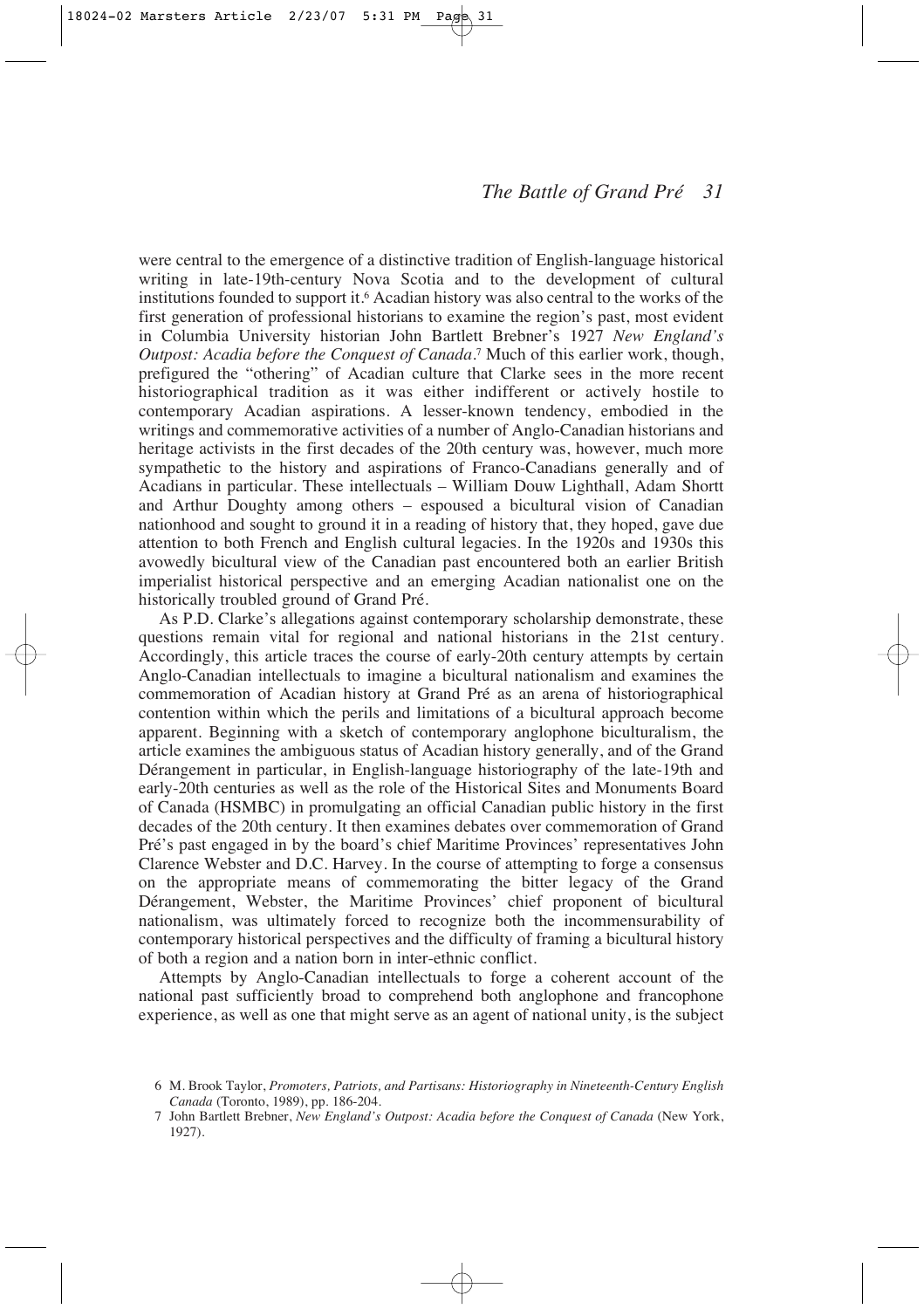were central to the emergence of a distinctive tradition of English-language historical writing in late-19th-century Nova Scotia and to the development of cultural institutions founded to support it.[6] Acadian history was also central to the works of the first generation of professional historians to examine the region's past, most evident in Columbia University historian John Bartlett Brebner's 1927 *New England's Outpost: Acadia before the Conquest of Canada*.[7] Much of this earlier work, though, prefigured the "othering" of Acadian culture that Clarke sees in the more recent historiographical tradition as it was either indifferent or actively hostile to contemporary Acadian aspirations. A lesser-known tendency, embodied in the writings and commemorative activities of a number of Anglo-Canadian historians and heritage activists in the first decades of the 20th century was, however, much more sympathetic to the history and aspirations of Franco-Canadians generally and of Acadians in particular. These intellectuals – William Douw Lighthall, Adam Shortt and Arthur Doughty among others – espoused a bicultural vision of Canadian nationhood and sought to ground it in a reading of history that, they hoped, gave due attention to both French and English cultural legacies. In the 1920s and 1930s this avowedly bicultural view of the Canadian past encountered both an earlier British imperialist historical perspective and an emerging Acadian nationalist one on the historically troubled ground of Grand Pré.

As P.D. Clarke's allegations against contemporary scholarship demonstrate, these questions remain vital for regional and national historians in the 21st century. Accordingly, this article traces the course of early-20th century attempts by certain Anglo-Canadian intellectuals to imagine a bicultural nationalism and examines the commemoration of Acadian history at Grand Pré as an arena of historiographical contention within which the perils and limitations of a bicultural approach become apparent. Beginning with a sketch of contemporary anglophone biculturalism, the article examines the ambiguous status of Acadian history generally, and of the Grand Dérangement in particular, in English-language historiography of the late-19th and early-20th centuries as well as the role of the Historical Sites and Monuments Board of Canada (HSMBC) in promulgating an official Canadian public history in the first decades of the 20th century. It then examines debates over commemoration of Grand Pré's past engaged in by the board's chief Maritime Provinces' representatives John Clarence Webster and D.C. Harvey. In the course of attempting to forge a consensus on the appropriate means of commemorating the bitter legacy of the Grand Dérangement, Webster, the Maritime Provinces' chief proponent of bicultural nationalism, was ultimately forced to recognize both the incommensurability of contemporary historical perspectives and the difficulty of framing a bicultural history of both a region and a nation born in inter-ethnic conflict.

Attempts by Anglo-Canadian intellectuals to forge a coherent account of the national past sufficiently broad to comprehend both anglophone and francophone experience, as well as one that might serve as an agent of national unity, is the subject

6 M. Brook Taylor, *Promoters, Patriots, and Partisans: Historiography in Nineteenth-Century English Canada* (Toronto, 1989), pp. 186-204.

7 John Bartlett Brebner, *New England's Outpost: Acadia before the Conquest of Canada* (New York, 1927).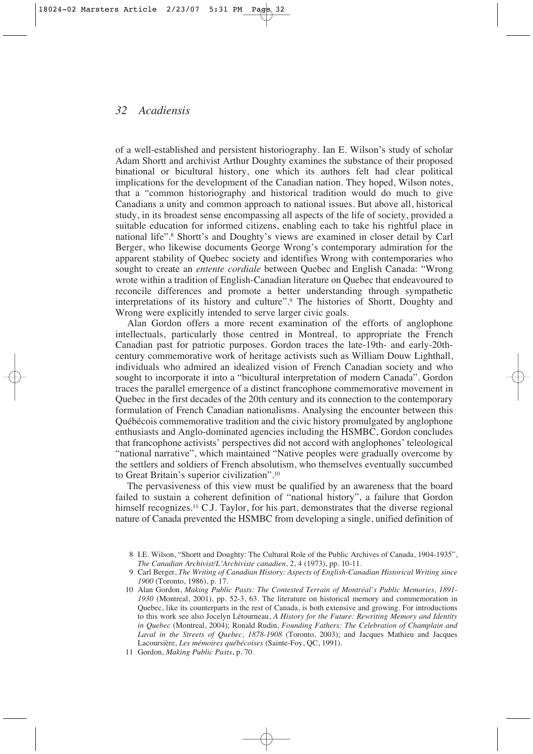of a well-established and persistent historiography. Ian E. Wilson's study of scholar Adam Shortt and archivist Arthur Doughty examines the substance of their proposed binational or bicultural history, one which its authors felt had clear political implications for the development of the Canadian nation. They hoped, Wilson notes, that a "common historiography and historical tradition would do much to give Canadians a unity and common approach to national issues. But above all, historical study, in its broadest sense encompassing all aspects of the life of society, provided a suitable education for informed citizens, enabling each to take his rightful place in national life".[8] Shortt's and Doughty's views are examined in closer detail by Carl Berger, who likewise documents George Wrong's contemporary admiration for the apparent stability of Quebec society and identifies Wrong with contemporaries who sought to create an *entente cordiale* between Quebec and English Canada: "Wrong wrote within a tradition of English-Canadian literature on Quebec that endeavoured to reconcile differences and promote a better understanding through sympathetic interpretations of its history and culture".[9] The histories of Shortt, Doughty and Wrong were explicitly intended to serve larger civic goals.

Alan Gordon offers a more recent examination of the efforts of anglophone intellectuals, particularly those centred in Montreal, to appropriate the French Canadian past for patriotic purposes. Gordon traces the late-19th- and early-20th-century commemorative work of heritage activists such as William Douw Lighthall, individuals who admired an idealized vision of French Canadian society and who sought to incorporate it into a "bicultural interpretation of modern Canada". Gordon traces the parallel emergence of a distinct francophone commemorative movement in Quebec in the first decades of the 20th century and its connection to the contemporary formulation of French Canadian nationalisms. Analysing the encounter between this Québécois commemorative tradition and the civic history promulgated by anglophone enthusiasts and Anglo-dominated agencies including the HSMBC, Gordon concludes that francophone activists' perspectives did not accord with anglophones' teleological "national narrative", which maintained "Native peoples were gradually overcome by the settlers and soldiers of French absolutism, who themselves eventually succumbed to Great Britain's superior civilization".[10]

The pervasiveness of this view must be qualified by an awareness that the board failed to sustain a coherent definition of "national history", a failure that Gordon himself recognizes.[11] C.J. Taylor, for his part, demonstrates that the diverse regional nature of Canada prevented the HSMBC from developing a single, unified definition of

8 I.E. Wilson, "Shortt and Doughty: The Cultural Role of the Public Archives of Canada, 1904-1935", *The Canadian Archivist/L'Archiviste canadien*, 2, 4 (1973), pp. 10-11.

9 Carl Berger, *The Writing of Canadian History: Aspects of English-Canadian Historical Writing since 1900* (Toronto, 1986), p. 17.

10 Alan Gordon, *Making Public Pasts: The Contested Terrain of Montréal's Public Memories, 1891-1930* (Montreal, 2001), pp. 52-3, 63. The literature on historical memory and commemoration in Quebec, like its counterparts in the rest of Canada, is both extensive and growing. For introductions to this work see also Jocelyn Létourneau, *A History for the Future: Rewriting Memory and Identity in Quebec* (Montreal, 2004); Ronald Rudin, *Founding Fathers: The Celebration of Champlain and Laval in the Streets of Quebec, 1878-1908* (Toronto, 2003); and Jacques Mathieu and Jacques Lacoursière, *Les mémoires québécoises* (Sainte-Foy, QC, 1991).

11 Gordon, *Making Public Pasts*, p. 70.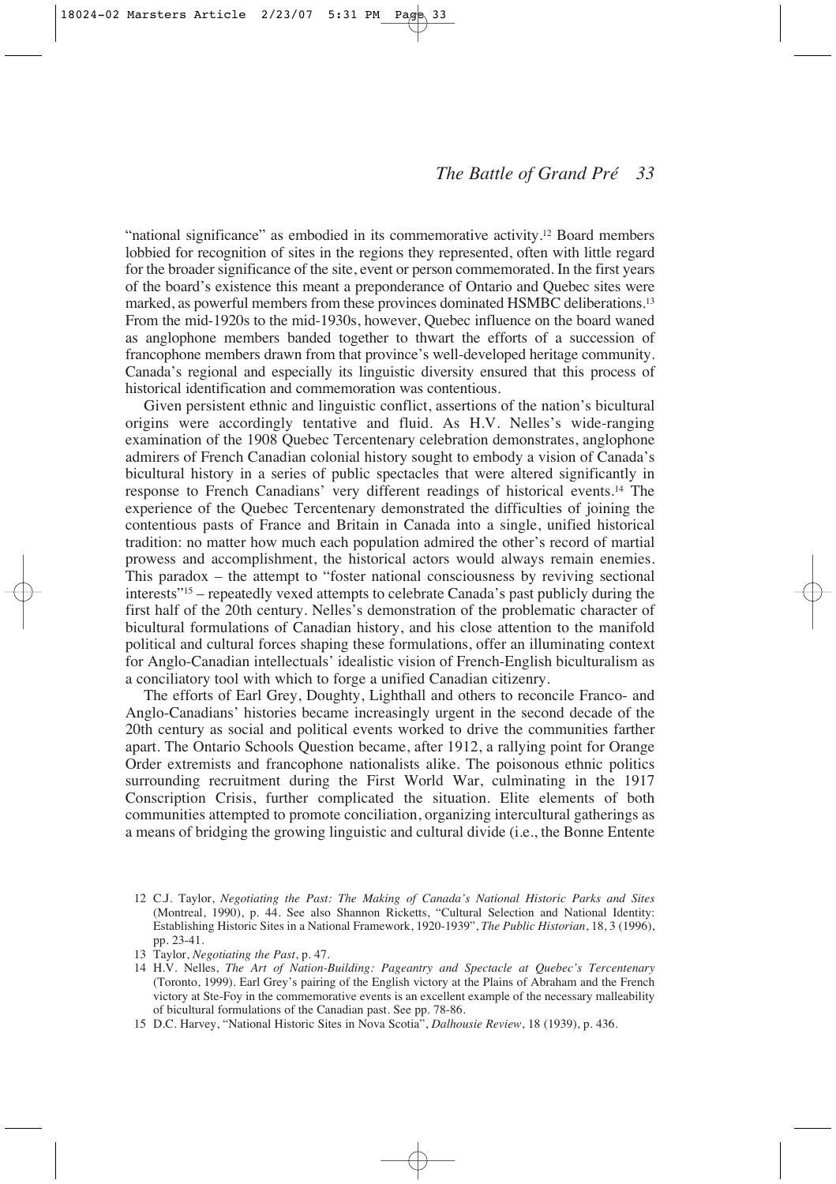"national significance" as embodied in its commemorative activity.[12] Board members lobbied for recognition of sites in the regions they represented, often with little regard for the broader significance of the site, event or person commemorated. In the first years of the board's existence this meant a preponderance of Ontario and Quebec sites were marked, as powerful members from these provinces dominated HSMBC deliberations.[13] From the mid-1920s to the mid-1930s, however, Quebec influence on the board waned as anglophone members banded together to thwart the efforts of a succession of francophone members drawn from that province's well-developed heritage community. Canada's regional and especially its linguistic diversity ensured that this process of historical identification and commemoration was contentious.

Given persistent ethnic and linguistic conflict, assertions of the nation's bicultural origins were accordingly tentative and fluid. As H.V. Nelles's wide-ranging examination of the 1908 Quebec Tercentenary celebration demonstrates, anglophone admirers of French Canadian colonial history sought to embody a vision of Canada's bicultural history in a series of public spectacles that were altered significantly in response to French Canadians' very different readings of historical events.[14] The experience of the Quebec Tercentenary demonstrated the difficulties of joining the contentious pasts of France and Britain in Canada into a single, unified historical tradition: no matter how much each population admired the other's record of martial prowess and accomplishment, the historical actors would always remain enemies. This paradox – the attempt to "foster national consciousness by reviving sectional interests"[15] – repeatedly vexed attempts to celebrate Canada's past publicly during the first half of the 20th century. Nelles's demonstration of the problematic character of bicultural formulations of Canadian history, and his close attention to the manifold political and cultural forces shaping these formulations, offer an illuminating context for Anglo-Canadian intellectuals' idealistic vision of French-English biculturalism as a conciliatory tool with which to forge a unified Canadian citizenry.

The efforts of Earl Grey, Doughty, Lighthall and others to reconcile Franco- and Anglo-Canadians' histories became increasingly urgent in the second decade of the 20th century as social and political events worked to drive the communities farther apart. The Ontario Schools Question became, after 1912, a rallying point for Orange Order extremists and francophone nationalists alike. The poisonous ethnic politics surrounding recruitment during the First World War, culminating in the 1917 Conscription Crisis, further complicated the situation. Elite elements of both communities attempted to promote conciliation, organizing intercultural gatherings as a means of bridging the growing linguistic and cultural divide (i.e., the Bonne Entente

12 C.J. Taylor, *Negotiating the Past: The Making of Canada's National Historic Parks and Sites* (Montreal, 1990), p. 44. See also Shannon Ricketts, "Cultural Selection and National Identity: Establishing Historic Sites in a National Framework, 1920-1939", *The Public Historian*, 18, 3 (1996), pp. 23-41.

13 Taylor, *Negotiating the Past*, p. 47.

14 H.V. Nelles, *The Art of Nation-Building: Pageantry and Spectacle at Quebec's Tercentenary* (Toronto, 1999). Earl Grey's pairing of the English victory at the Plains of Abraham and the French victory at Ste-Foy in the commemorative events is an excellent example of the necessary malleability of bicultural formulations of the Canadian past. See pp. 78-86.

15 D.C. Harvey, "National Historic Sites in Nova Scotia", *Dalhousie Review*, 18 (1939), p. 436.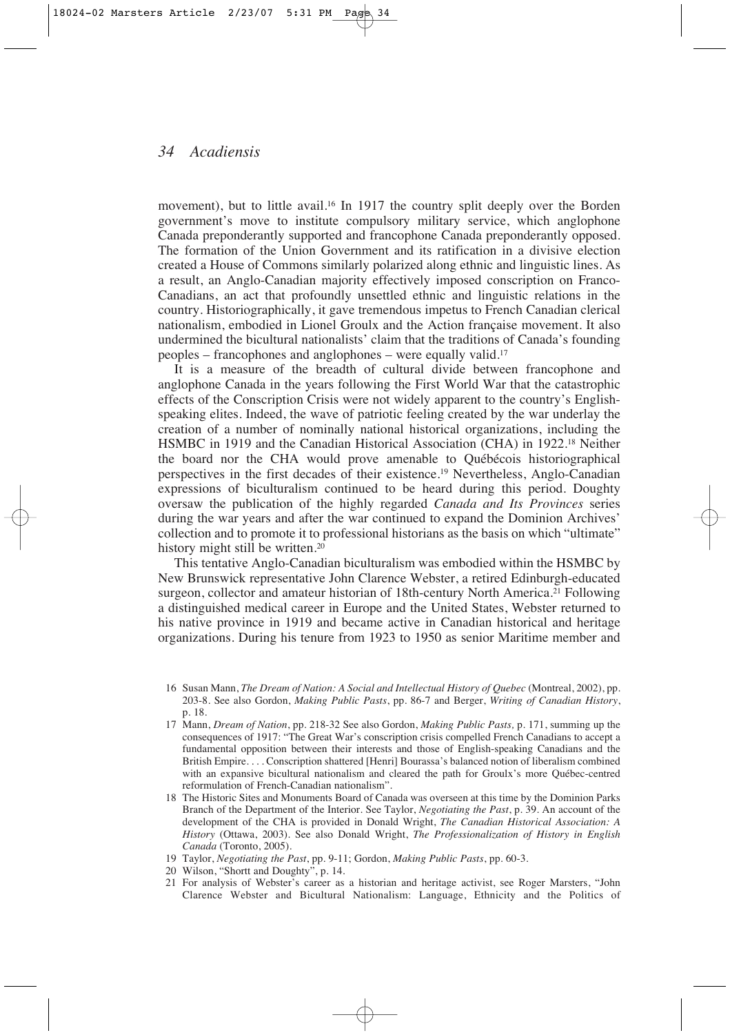movement), but to little avail.[16] In 1917 the country split deeply over the Borden government's move to institute compulsory military service, which anglophone Canada preponderantly supported and francophone Canada preponderantly opposed. The formation of the Union Government and its ratification in a divisive election created a House of Commons similarly polarized along ethnic and linguistic lines. As a result, an Anglo-Canadian majority effectively imposed conscription on Franco-Canadians, an act that profoundly unsettled ethnic and linguistic relations in the country. Historiographically, it gave tremendous impetus to French Canadian clerical nationalism, embodied in Lionel Groulx and the Action française movement. It also undermined the bicultural nationalists' claim that the traditions of Canada's founding peoples – francophones and anglophones – were equally valid.[17]

It is a measure of the breadth of cultural divide between francophone and anglophone Canada in the years following the First World War that the catastrophic effects of the Conscription Crisis were not widely apparent to the country's English-speaking elites. Indeed, the wave of patriotic feeling created by the war underlay the creation of a number of nominally national historical organizations, including the HSMBC in 1919 and the Canadian Historical Association (CHA) in 1922.[18] Neither the board nor the CHA would prove amenable to Québécois historiographical perspectives in the first decades of their existence.[19] Nevertheless, Anglo-Canadian expressions of biculturalism continued to be heard during this period. Doughty oversaw the publication of the highly regarded *Canada and Its Provinces* series during the war years and after the war continued to expand the Dominion Archives' collection and to promote it to professional historians as the basis on which "ultimate" history might still be written.[20]

This tentative Anglo-Canadian biculturalism was embodied within the HSMBC by New Brunswick representative John Clarence Webster, a retired Edinburgh-educated surgeon, collector and amateur historian of 18th-century North America.[21] Following a distinguished medical career in Europe and the United States, Webster returned to his native province in 1919 and became active in Canadian historical and heritage organizations. During his tenure from 1923 to 1950 as senior Maritime member and

16 Susan Mann, *The Dream of Nation: A Social and Intellectual History of Quebec* (Montreal, 2002), pp. 203-8. See also Gordon, *Making Public Pasts*, pp. 86-7 and Berger, *Writing of Canadian History*, p. 18.

17 Mann, *Dream of Nation*, pp. 218-32 See also Gordon, *Making Public Pasts,* p. 171, summing up the consequences of 1917: "The Great War's conscription crisis compelled French Canadians to accept a fundamental opposition between their interests and those of English-speaking Canadians and the British Empire. . . . Conscription shattered [Henri] Bourassa's balanced notion of liberalism combined with an expansive bicultural nationalism and cleared the path for Groulx's more Québec-centred reformulation of French-Canadian nationalism".

18 The Historic Sites and Monuments Board of Canada was overseen at this time by the Dominion Parks Branch of the Department of the Interior. See Taylor, *Negotiating the Past*, p. 39. An account of the development of the CHA is provided in Donald Wright, *The Canadian Historical Association: A History* (Ottawa, 2003). See also Donald Wright, *The Professionalization of History in English Canada* (Toronto, 2005).

19 Taylor, *Negotiating the Past*, pp. 9-11; Gordon, *Making Public Pasts*, pp. 60-3.

20 Wilson, "Shortt and Doughty", p. 14.

21 For analysis of Webster's career as a historian and heritage activist, see Roger Marsters, "John Clarence Webster and Bicultural Nationalism: Language, Ethnicity and the Politics of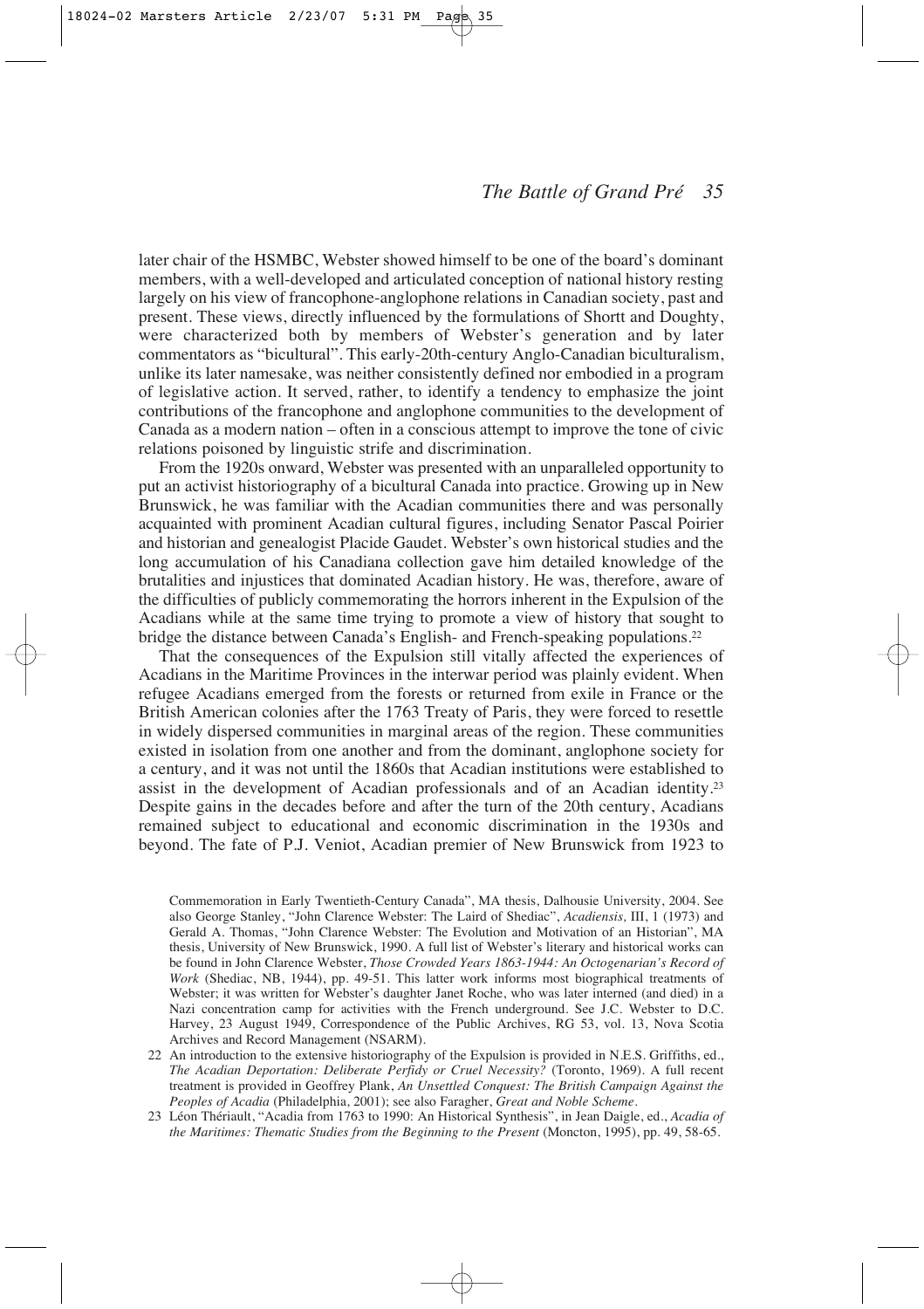later chair of the HSMBC, Webster showed himself to be one of the board's dominant members, with a well-developed and articulated conception of national history resting largely on his view of francophone-anglophone relations in Canadian society, past and present. These views, directly influenced by the formulations of Shortt and Doughty, were characterized both by members of Webster's generation and by later commentators as "bicultural". This early-20th-century Anglo-Canadian biculturalism, unlike its later namesake, was neither consistently defined nor embodied in a program of legislative action. It served, rather, to identify a tendency to emphasize the joint contributions of the francophone and anglophone communities to the development of Canada as a modern nation – often in a conscious attempt to improve the tone of civic relations poisoned by linguistic strife and discrimination.

From the 1920s onward, Webster was presented with an unparalleled opportunity to put an activist historiography of a bicultural Canada into practice. Growing up in New Brunswick, he was familiar with the Acadian communities there and was personally acquainted with prominent Acadian cultural figures, including Senator Pascal Poirier and historian and genealogist Placide Gaudet. Webster's own historical studies and the long accumulation of his Canadiana collection gave him detailed knowledge of the brutalities and injustices that dominated Acadian history. He was, therefore, aware of the difficulties of publicly commemorating the horrors inherent in the Expulsion of the Acadians while at the same time trying to promote a view of history that sought to bridge the distance between Canada's English- and French-speaking populations.[22]

That the consequences of the Expulsion still vitally affected the experiences of Acadians in the Maritime Provinces in the interwar period was plainly evident. When refugee Acadians emerged from the forests or returned from exile in France or the British American colonies after the 1763 Treaty of Paris, they were forced to resettle in widely dispersed communities in marginal areas of the region. These communities existed in isolation from one another and from the dominant, anglophone society for a century, and it was not until the 1860s that Acadian institutions were established to assist in the development of Acadian professionals and of an Acadian identity.[23] Despite gains in the decades before and after the turn of the 20th century, Acadians remained subject to educational and economic discrimination in the 1930s and beyond. The fate of P.J. Veniot, Acadian premier of New Brunswick from 1923 to

Commemoration in Early Twentieth-Century Canada", MA thesis, Dalhousie University, 2004. See also George Stanley, "John Clarence Webster: The Laird of Shediac", *Acadiensis,* III, 1 (1973) and Gerald A. Thomas, "John Clarence Webster: The Evolution and Motivation of an Historian", MA thesis, University of New Brunswick, 1990. A full list of Webster's literary and historical works can be found in John Clarence Webster, *Those Crowded Years 1863-1944: An Octogenarian's Record of Work* (Shediac, NB, 1944), pp. 49-51. This latter work informs most biographical treatments of Webster; it was written for Webster's daughter Janet Roche, who was later interned (and died) in a Nazi concentration camp for activities with the French underground. See J.C. Webster to D.C. Harvey, 23 August 1949, Correspondence of the Public Archives, RG 53, vol. 13, Nova Scotia Archives and Record Management (NSARM).

22 An introduction to the extensive historiography of the Expulsion is provided in N.E.S. Griffiths, ed., *The Acadian Deportation: Deliberate Perfidy or Cruel Necessity?* (Toronto, 1969). A full recent treatment is provided in Geoffrey Plank, *An Unsettled Conquest: The British Campaign Against the Peoples of Acadia* (Philadelphia, 2001); see also Faragher, *Great and Noble Scheme*.

23 Léon Thériault, "Acadia from 1763 to 1990: An Historical Synthesis", in Jean Daigle, ed., *Acadia of the Maritimes: Thematic Studies from the Beginning to the Present* (Moncton, 1995), pp. 49, 58-65.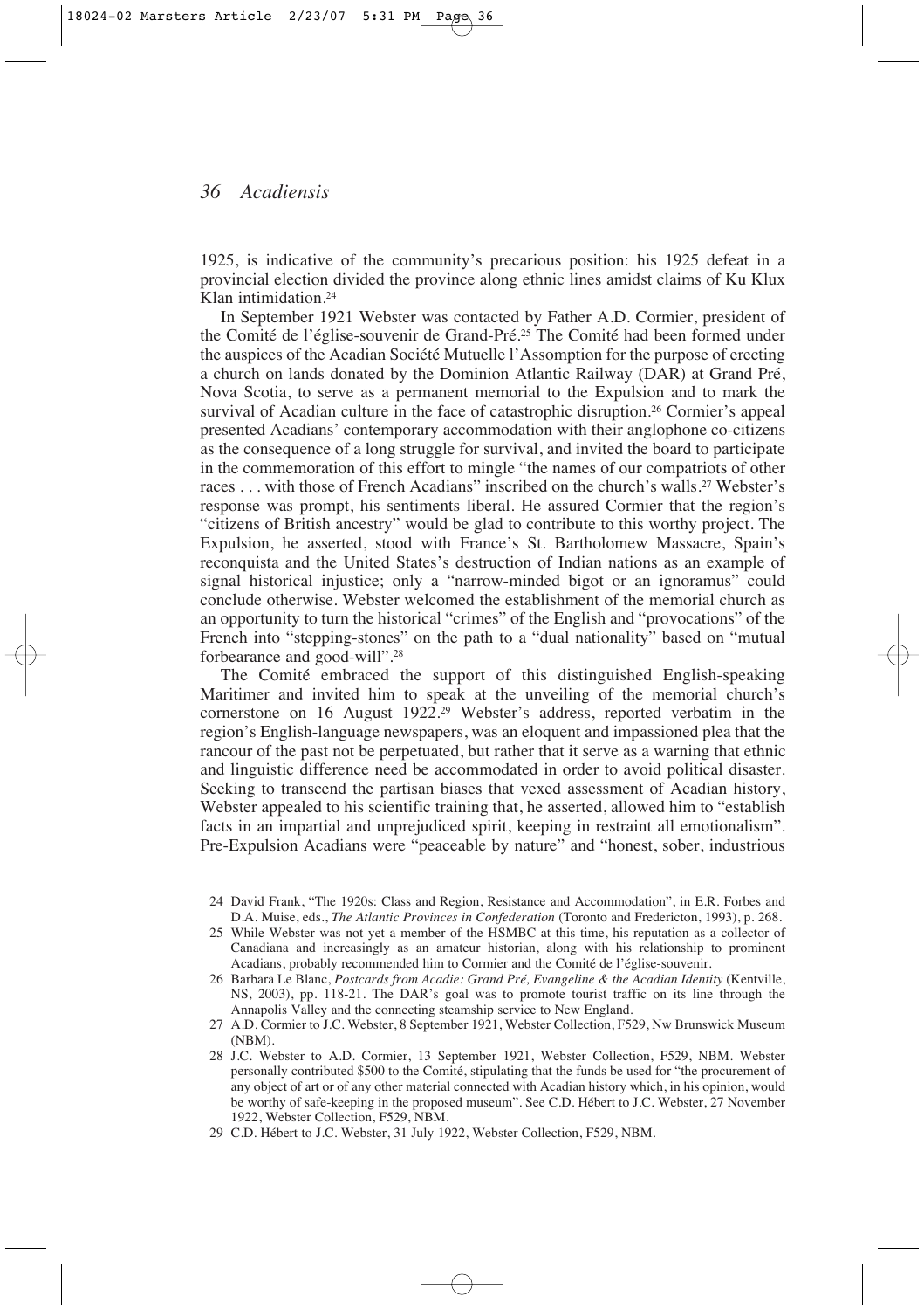1925, is indicative of the community's precarious position: his 1925 defeat in a provincial election divided the province along ethnic lines amidst claims of Ku Klux Klan intimidation.[24]

In September 1921 Webster was contacted by Father A.D. Cormier, president of the Comité de l'église-souvenir de Grand-Pré.[25] The Comité had been formed under the auspices of the Acadian Société Mutuelle l'Assomption for the purpose of erecting a church on lands donated by the Dominion Atlantic Railway (DAR) at Grand Pré, Nova Scotia, to serve as a permanent memorial to the Expulsion and to mark the survival of Acadian culture in the face of catastrophic disruption.[26] Cormier's appeal presented Acadians' contemporary accommodation with their anglophone co-citizens as the consequence of a long struggle for survival, and invited the board to participate in the commemoration of this effort to mingle "the names of our compatriots of other races . . . with those of French Acadians" inscribed on the church's walls.[27] Webster's response was prompt, his sentiments liberal. He assured Cormier that the region's "citizens of British ancestry" would be glad to contribute to this worthy project. The Expulsion, he asserted, stood with France's St. Bartholomew Massacre, Spain's reconquista and the United States's destruction of Indian nations as an example of signal historical injustice; only a "narrow-minded bigot or an ignoramus" could conclude otherwise. Webster welcomed the establishment of the memorial church as an opportunity to turn the historical "crimes" of the English and "provocations" of the French into "stepping-stones" on the path to a "dual nationality" based on "mutual forbearance and good-will".[28]

The Comité embraced the support of this distinguished English-speaking Maritimer and invited him to speak at the unveiling of the memorial church's cornerstone on 16 August 1922.[29] Webster's address, reported verbatim in the region's English-language newspapers, was an eloquent and impassioned plea that the rancour of the past not be perpetuated, but rather that it serve as a warning that ethnic and linguistic difference need be accommodated in order to avoid political disaster. Seeking to transcend the partisan biases that vexed assessment of Acadian history, Webster appealed to his scientific training that, he asserted, allowed him to "establish facts in an impartial and unprejudiced spirit, keeping in restraint all emotionalism". Pre-Expulsion Acadians were "peaceable by nature" and "honest, sober, industrious

24 David Frank, "The 1920s: Class and Region, Resistance and Accommodation", in E.R. Forbes and D.A. Muise, eds., *The Atlantic Provinces in Confederation* (Toronto and Fredericton, 1993), p. 268.

25 While Webster was not yet a member of the HSMBC at this time, his reputation as a collector of Canadiana and increasingly as an amateur historian, along with his relationship to prominent Acadians, probably recommended him to Cormier and the Comité de l'église-souvenir.

26 Barbara Le Blanc, *Postcards from Acadie: Grand Pré, Evangeline & the Acadian Identity* (Kentville, NS, 2003), pp. 118-21. The DAR's goal was to promote tourist traffic on its line through the Annapolis Valley and the connecting steamship service to New England.

27 A.D. Cormier to J.C. Webster, 8 September 1921, Webster Collection, F529, Nw Brunswick Museum (NBM).

28 J.C. Webster to A.D. Cormier, 13 September 1921, Webster Collection, F529, NBM. Webster personally contributed $500 to the Comité, stipulating that the funds be used for "the procurement of any object of art or of any other material connected with Acadian history which, in his opinion, would be worthy of safe-keeping in the proposed museum". See C.D. Hébert to J.C. Webster, 27 November 1922, Webster Collection, F529, NBM.

29 C.D. Hébert to J.C. Webster, 31 July 1922, Webster Collection, F529, NBM.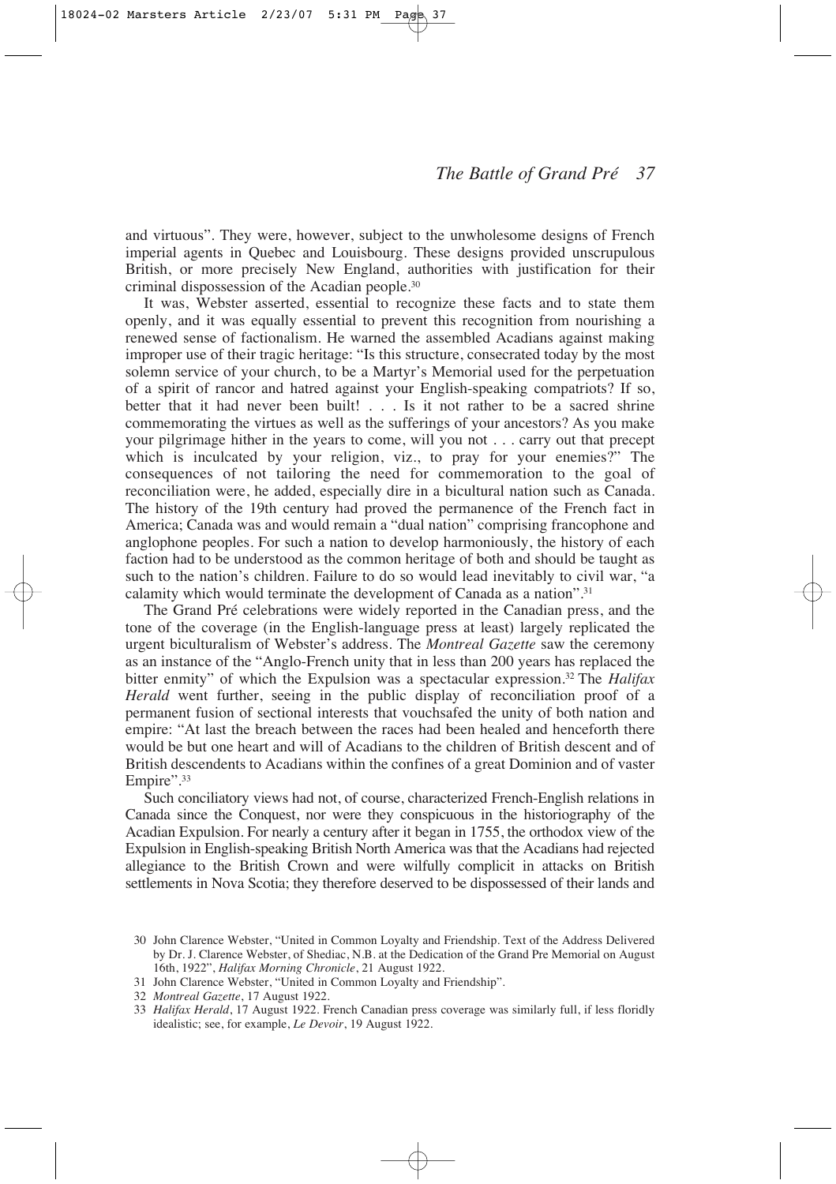and virtuous". They were, however, subject to the unwholesome designs of French imperial agents in Quebec and Louisbourg. These designs provided unscrupulous British, or more precisely New England, authorities with justification for their criminal dispossession of the Acadian people.[30]

It was, Webster asserted, essential to recognize these facts and to state them openly, and it was equally essential to prevent this recognition from nourishing a renewed sense of factionalism. He warned the assembled Acadians against making improper use of their tragic heritage: "Is this structure, consecrated today by the most solemn service of your church, to be a Martyr's Memorial used for the perpetuation of a spirit of rancor and hatred against your English-speaking compatriots? If so, better that it had never been built! . . . Is it not rather to be a sacred shrine commemorating the virtues as well as the sufferings of your ancestors? As you make your pilgrimage hither in the years to come, will you not . . . carry out that precept which is inculcated by your religion, viz., to pray for your enemies?" The consequences of not tailoring the need for commemoration to the goal of reconciliation were, he added, especially dire in a bicultural nation such as Canada. The history of the 19th century had proved the permanence of the French fact in America; Canada was and would remain a "dual nation" comprising francophone and anglophone peoples. For such a nation to develop harmoniously, the history of each faction had to be understood as the common heritage of both and should be taught as such to the nation's children. Failure to do so would lead inevitably to civil war, "a calamity which would terminate the development of Canada as a nation".[31]

The Grand Pré celebrations were widely reported in the Canadian press, and the tone of the coverage (in the English-language press at least) largely replicated the urgent biculturalism of Webster's address. The *Montreal Gazette* saw the ceremony as an instance of the "Anglo-French unity that in less than 200 years has replaced the bitter enmity" of which the Expulsion was a spectacular expression.[32] The *Halifax Herald* went further, seeing in the public display of reconciliation proof of a permanent fusion of sectional interests that vouchsafed the unity of both nation and empire: "At last the breach between the races had been healed and henceforth there would be but one heart and will of Acadians to the children of British descent and of British descendents to Acadians within the confines of a great Dominion and of vaster Empire".[33]

Such conciliatory views had not, of course, characterized French-English relations in Canada since the Conquest, nor were they conspicuous in the historiography of the Acadian Expulsion. For nearly a century after it began in 1755, the orthodox view of the Expulsion in English-speaking British North America was that the Acadians had rejected allegiance to the British Crown and were wilfully complicit in attacks on British settlements in Nova Scotia; they therefore deserved to be dispossessed of their lands and

30 John Clarence Webster, "United in Common Loyalty and Friendship. Text of the Address Delivered by Dr. J. Clarence Webster, of Shediac, N.B. at the Dedication of the Grand Pre Memorial on August 16th, 1922", *Halifax Morning Chronicle*, 21 August 1922.

31 John Clarence Webster, "United in Common Loyalty and Friendship".

32 *Montreal Gazette*, 17 August 1922.

33 *Halifax Herald*, 17 August 1922. French Canadian press coverage was similarly full, if less floridly idealistic; see, for example, *Le Devoir*, 19 August 1922.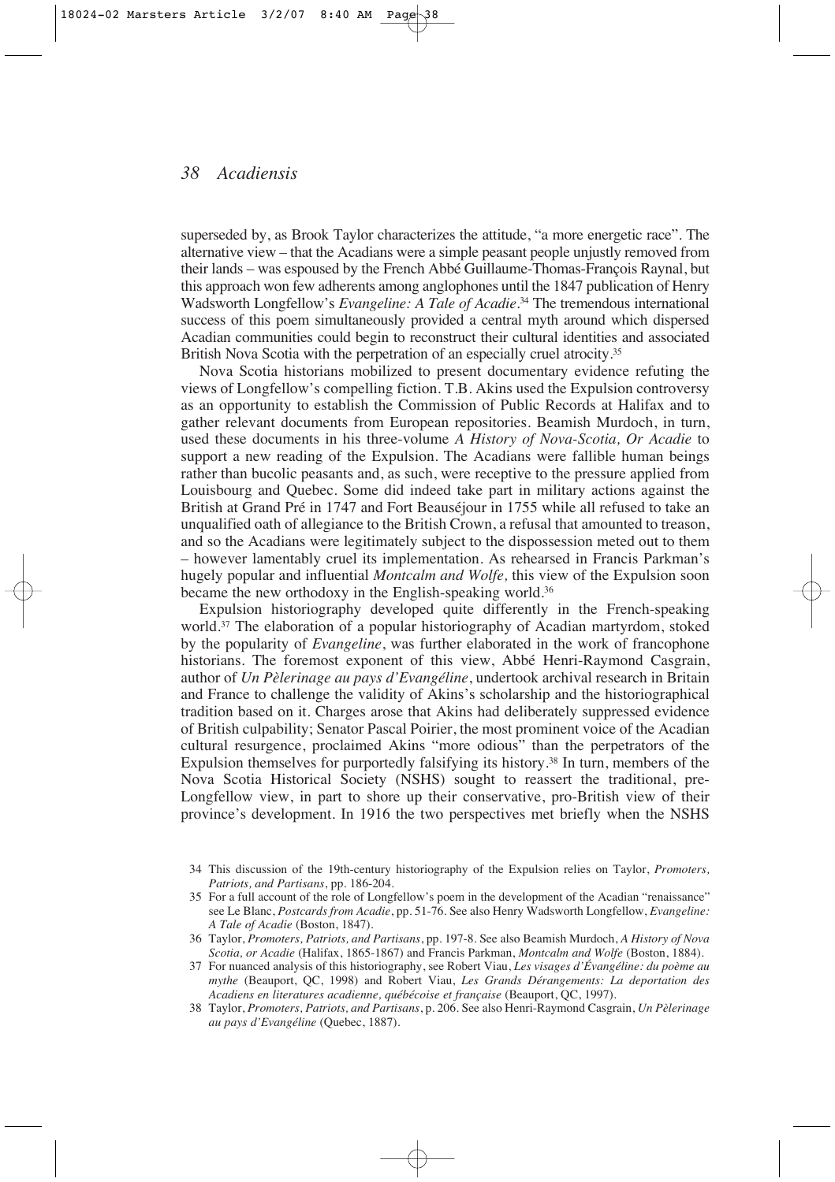superseded by, as Brook Taylor characterizes the attitude, "a more energetic race". The alternative view – that the Acadians were a simple peasant people unjustly removed from their lands – was espoused by the French Abbé Guillaume-Thomas-François Raynal, but this approach won few adherents among anglophones until the 1847 publication of Henry Wadsworth Longfellow's *Evangeline: A Tale of Acadie*.[34] The tremendous international success of this poem simultaneously provided a central myth around which dispersed Acadian communities could begin to reconstruct their cultural identities and associated British Nova Scotia with the perpetration of an especially cruel atrocity.[35]

Nova Scotia historians mobilized to present documentary evidence refuting the views of Longfellow's compelling fiction. T.B. Akins used the Expulsion controversy as an opportunity to establish the Commission of Public Records at Halifax and to gather relevant documents from European repositories. Beamish Murdoch, in turn, used these documents in his three-volume *A History of Nova-Scotia, Or Acadie* to support a new reading of the Expulsion. The Acadians were fallible human beings rather than bucolic peasants and, as such, were receptive to the pressure applied from Louisbourg and Quebec. Some did indeed take part in military actions against the British at Grand Pré in 1747 and Fort Beauséjour in 1755 while all refused to take an unqualified oath of allegiance to the British Crown, a refusal that amounted to treason, and so the Acadians were legitimately subject to the dispossession meted out to them – however lamentably cruel its implementation. As rehearsed in Francis Parkman's hugely popular and influential *Montcalm and Wolfe,* this view of the Expulsion soon became the new orthodoxy in the English-speaking world.[36]

Expulsion historiography developed quite differently in the French-speaking world.[37] The elaboration of a popular historiography of Acadian martyrdom, stoked by the popularity of *Evangeline*, was further elaborated in the work of francophone historians. The foremost exponent of this view, Abbé Henri-Raymond Casgrain, author of *Un Pèlerinage au pays d'Evangéline*, undertook archival research in Britain and France to challenge the validity of Akins's scholarship and the historiographical tradition based on it. Charges arose that Akins had deliberately suppressed evidence of British culpability; Senator Pascal Poirier, the most prominent voice of the Acadian cultural resurgence, proclaimed Akins "more odious" than the perpetrators of the Expulsion themselves for purportedly falsifying its history.[38] In turn, members of the Nova Scotia Historical Society (NSHS) sought to reassert the traditional, pre-Longfellow view, in part to shore up their conservative, pro-British view of their province's development. In 1916 the two perspectives met briefly when the NSHS

34 This discussion of the 19th-century historiography of the Expulsion relies on Taylor, *Promoters, Patriots, and Partisans*, pp. 186-204.

35 For a full account of the role of Longfellow's poem in the development of the Acadian "renaissance" see Le Blanc, *Postcards from Acadie*, pp. 51-76. See also Henry Wadsworth Longfellow, *Evangeline: A Tale of Acadie* (Boston, 1847).

36 Taylor, *Promoters, Patriots, and Partisans*, pp. 197-8. See also Beamish Murdoch, *A History of Nova Scotia, or Acadie* (Halifax, 1865-1867) and Francis Parkman, *Montcalm and Wolfe* (Boston, 1884).

37 For nuanced analysis of this historiography, see Robert Viau, *Les visages d'Évangéline: du poème au mythe* (Beauport, QC, 1998) and Robert Viau, *Les Grands Dérangements: La deportation des Acadiens en literatures acadienne, québécoise et française* (Beauport, QC, 1997).

38 Taylor, *Promoters, Patriots, and Partisans*, p. 206. See also Henri-Raymond Casgrain, *Un Pèlerinage au pays d'Evangéline* (Quebec, 1887).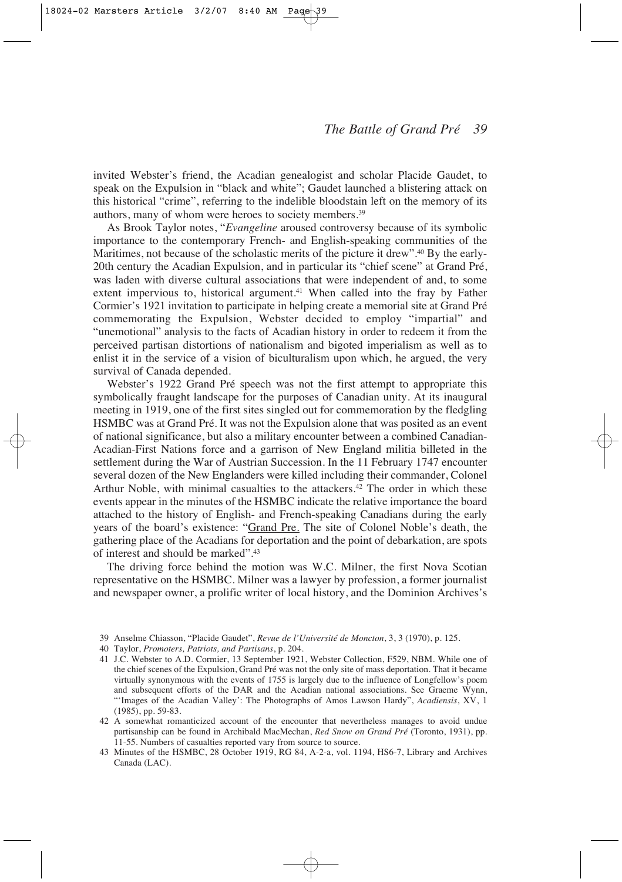invited Webster's friend, the Acadian genealogist and scholar Placide Gaudet, to speak on the Expulsion in "black and white"; Gaudet launched a blistering attack on this historical "crime", referring to the indelible bloodstain left on the memory of its authors, many of whom were heroes to society members.[39]

As Brook Taylor notes, "*Evangeline* aroused controversy because of its symbolic importance to the contemporary French- and English-speaking communities of the Maritimes, not because of the scholastic merits of the picture it drew".[40] By the early-20th century the Acadian Expulsion, and in particular its "chief scene" at Grand Pré, was laden with diverse cultural associations that were independent of and, to some extent impervious to, historical argument.[41] When called into the fray by Father Cormier's 1921 invitation to participate in helping create a memorial site at Grand Pré commemorating the Expulsion, Webster decided to employ "impartial" and "unemotional" analysis to the facts of Acadian history in order to redeem it from the perceived partisan distortions of nationalism and bigoted imperialism as well as to enlist it in the service of a vision of biculturalism upon which, he argued, the very survival of Canada depended.

Webster's 1922 Grand Pré speech was not the first attempt to appropriate this symbolically fraught landscape for the purposes of Canadian unity. At its inaugural meeting in 1919, one of the first sites singled out for commemoration by the fledgling HSMBC was at Grand Pré. It was not the Expulsion alone that was posited as an event of national significance, but also a military encounter between a combined Canadian-Acadian-First Nations force and a garrison of New England militia billeted in the settlement during the War of Austrian Succession. In the 11 February 1747 encounter several dozen of the New Englanders were killed including their commander, Colonel Arthur Noble, with minimal casualties to the attackers.[42] The order in which these events appear in the minutes of the HSMBC indicate the relative importance the board attached to the history of English- and French-speaking Canadians during the early years of the board's existence: "Grand Pre. The site of Colonel Noble's death, the gathering place of the Acadians for deportation and the point of debarkation, are spots of interest and should be marked".[43]

The driving force behind the motion was W.C. Milner, the first Nova Scotian representative on the HSMBC. Milner was a lawyer by profession, a former journalist and newspaper owner, a prolific writer of local history, and the Dominion Archives's

39 Anselme Chiasson, "Placide Gaudet", *Revue de l'Université de Moncton*, 3, 3 (1970), p. 125.

40 Taylor, *Promoters, Patriots, and Partisans*, p. 204.

41 J.C. Webster to A.D. Cormier, 13 September 1921, Webster Collection, F529, NBM. While one of the chief scenes of the Expulsion, Grand Pré was not the only site of mass deportation. That it became virtually synonymous with the events of 1755 is largely due to the influence of Longfellow's poem and subsequent efforts of the DAR and the Acadian national associations. See Graeme Wynn, "'Images of the Acadian Valley': The Photographs of Amos Lawson Hardy", *Acadiensis*, XV, 1 (1985), pp. 59-83.

42 A somewhat romanticized account of the encounter that nevertheless manages to avoid undue partisanship can be found in Archibald MacMechan, *Red Snow on Grand Pré* (Toronto, 1931), pp. 11-55. Numbers of casualties reported vary from source to source.

43 Minutes of the HSMBC, 28 October 1919, RG 84, A-2-a, vol. 1194, HS6-7, Library and Archives Canada (LAC).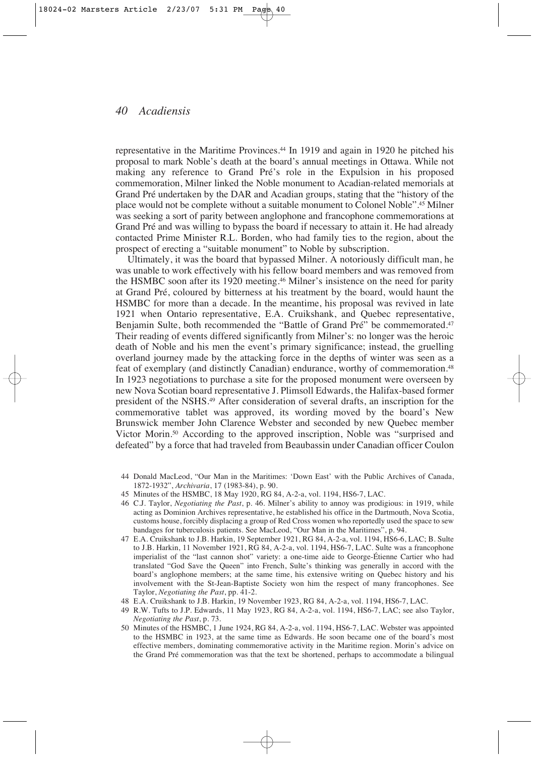representative in the Maritime Provinces.[44] In 1919 and again in 1920 he pitched his proposal to mark Noble's death at the board's annual meetings in Ottawa. While not making any reference to Grand Pré's role in the Expulsion in his proposed commemoration, Milner linked the Noble monument to Acadian-related memorials at Grand Pré undertaken by the DAR and Acadian groups, stating that the "history of the place would not be complete without a suitable monument to Colonel Noble".[45] Milner was seeking a sort of parity between anglophone and francophone commemorations at Grand Pré and was willing to bypass the board if necessary to attain it. He had already contacted Prime Minister R.L. Borden, who had family ties to the region, about the prospect of erecting a "suitable monument" to Noble by subscription.

Ultimately, it was the board that bypassed Milner. A notoriously difficult man, he was unable to work effectively with his fellow board members and was removed from the HSMBC soon after its 1920 meeting.[46] Milner's insistence on the need for parity at Grand Pré, coloured by bitterness at his treatment by the board, would haunt the HSMBC for more than a decade. In the meantime, his proposal was revived in late 1921 when Ontario representative, E.A. Cruikshank, and Quebec representative, Benjamin Sulte, both recommended the "Battle of Grand Pré" be commemorated.[47] Their reading of events differed significantly from Milner's: no longer was the heroic death of Noble and his men the event's primary significance; instead, the gruelling overland journey made by the attacking force in the depths of winter was seen as a feat of exemplary (and distinctly Canadian) endurance, worthy of commemoration.[48] In 1923 negotiations to purchase a site for the proposed monument were overseen by new Nova Scotian board representative J. Plimsoll Edwards, the Halifax-based former president of the NSHS.[49] After consideration of several drafts, an inscription for the commemorative tablet was approved, its wording moved by the board's New Brunswick member John Clarence Webster and seconded by new Quebec member Victor Morin.[50] According to the approved inscription, Noble was "surprised and defeated" by a force that had traveled from Beaubassin under Canadian officer Coulon

44 Donald MacLeod, "Our Man in the Maritimes: 'Down East' with the Public Archives of Canada, 1872-1932", *Archivaria*, 17 (1983-84), p. 90.

45 Minutes of the HSMBC, 18 May 1920, RG 84, A-2-a, vol. 1194, HS6-7, LAC.

46 C.J. Taylor, *Negotiating the Past*, p. 46. Milner's ability to annoy was prodigious: in 1919, while acting as Dominion Archives representative, he established his office in the Dartmouth, Nova Scotia, customs house, forcibly displacing a group of Red Cross women who reportedly used the space to sew bandages for tuberculosis patients. See MacLeod, "Our Man in the Maritimes", p. 94.

47 E.A. Cruikshank to J.B. Harkin, 19 September 1921, RG 84, A-2-a, vol. 1194, HS6-6, LAC; B. Sulte to J.B. Harkin, 11 November 1921, RG 84, A-2-a, vol. 1194, HS6-7, LAC. Sulte was a francophone imperialist of the "last cannon shot" variety: a one-time aide to George-Étienne Cartier who had translated "God Save the Queen" into French, Sulte's thinking was generally in accord with the board's anglophone members; at the same time, his extensive writing on Quebec history and his involvement with the St-Jean-Baptiste Society won him the respect of many francophones. See Taylor, *Negotiating the Past*, pp. 41-2.

48 E.A. Cruikshank to J.B. Harkin, 19 November 1923, RG 84, A-2-a, vol. 1194, HS6-7, LAC.

49 R.W. Tufts to J.P. Edwards, 11 May 1923, RG 84, A-2-a, vol. 1194, HS6-7, LAC; see also Taylor, *Negotiating the Past*, p. 73.

50 Minutes of the HSMBC, 1 June 1924, RG 84, A-2-a, vol. 1194, HS6-7, LAC. Webster was appointed to the HSMBC in 1923, at the same time as Edwards. He soon became one of the board's most effective members, dominating commemorative activity in the Maritime region. Morin's advice on the Grand Pré commemoration was that the text be shortened, perhaps to accommodate a bilingual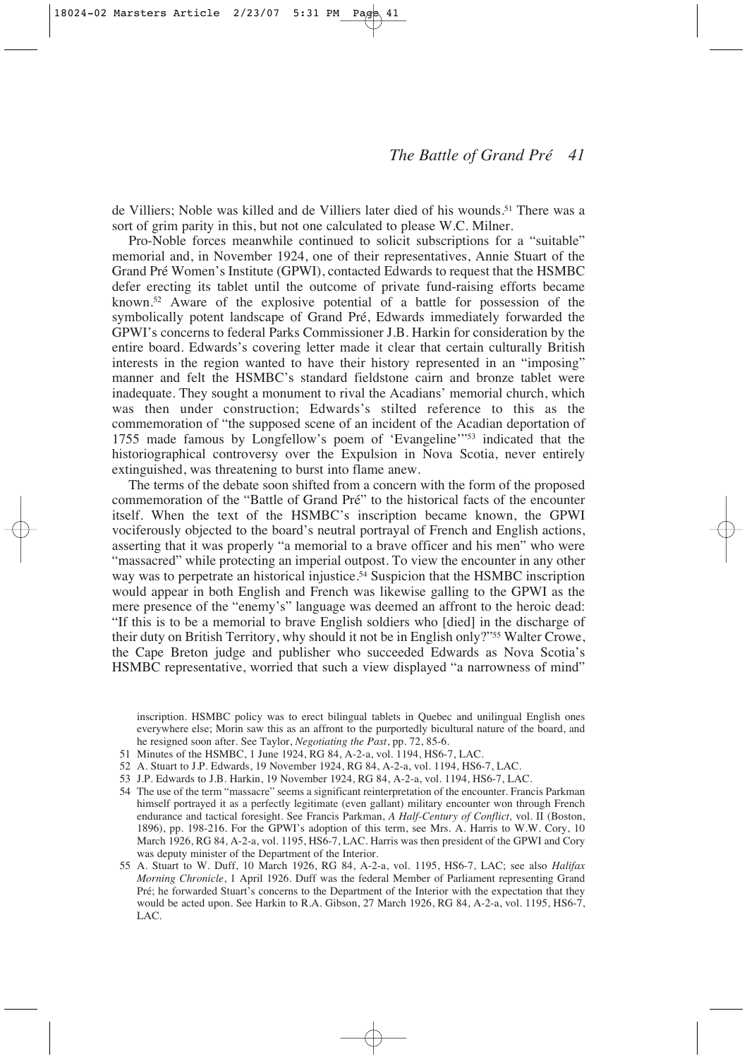de Villiers; Noble was killed and de Villiers later died of his wounds.[51] There was a sort of grim parity in this, but not one calculated to please W.C. Milner.

Pro-Noble forces meanwhile continued to solicit subscriptions for a "suitable" memorial and, in November 1924, one of their representatives, Annie Stuart of the Grand Pré Women's Institute (GPWI), contacted Edwards to request that the HSMBC defer erecting its tablet until the outcome of private fund-raising efforts became known.[52] Aware of the explosive potential of a battle for possession of the symbolically potent landscape of Grand Pré, Edwards immediately forwarded the GPWI's concerns to federal Parks Commissioner J.B. Harkin for consideration by the entire board. Edwards's covering letter made it clear that certain culturally British interests in the region wanted to have their history represented in an "imposing" manner and felt the HSMBC's standard fieldstone cairn and bronze tablet were inadequate. They sought a monument to rival the Acadians' memorial church, which was then under construction; Edwards's stilted reference to this as the commemoration of "the supposed scene of an incident of the Acadian deportation of 1755 made famous by Longfellow's poem of 'Evangeline'"[53] indicated that the historiographical controversy over the Expulsion in Nova Scotia, never entirely extinguished, was threatening to burst into flame anew.

The terms of the debate soon shifted from a concern with the form of the proposed commemoration of the "Battle of Grand Pré" to the historical facts of the encounter itself. When the text of the HSMBC's inscription became known, the GPWI vociferously objected to the board's neutral portrayal of French and English actions, asserting that it was properly "a memorial to a brave officer and his men" who were "massacred" while protecting an imperial outpost. To view the encounter in any other way was to perpetrate an historical injustice.[54] Suspicion that the HSMBC inscription would appear in both English and French was likewise galling to the GPWI as the mere presence of the "enemy's" language was deemed an affront to the heroic dead: "If this is to be a memorial to brave English soldiers who [died] in the discharge of their duty on British Territory, why should it not be in English only?"[55] Walter Crowe, the Cape Breton judge and publisher who succeeded Edwards as Nova Scotia's HSMBC representative, worried that such a view displayed "a narrowness of mind"

inscription. HSMBC policy was to erect bilingual tablets in Quebec and unilingual English ones everywhere else; Morin saw this as an affront to the purportedly bicultural nature of the board, and he resigned soon after. See Taylor, *Negotiating the Past*, pp. 72, 85-6.

51 Minutes of the HSMBC, 1 June 1924, RG 84, A-2-a, vol. 1194, HS6-7, LAC.

52 A. Stuart to J.P. Edwards, 19 November 1924, RG 84, A-2-a, vol. 1194, HS6-7, LAC.

53 J.P. Edwards to J.B. Harkin, 19 November 1924, RG 84, A-2-a, vol. 1194, HS6-7, LAC.

54 The use of the term "massacre" seems a significant reinterpretation of the encounter. Francis Parkman himself portrayed it as a perfectly legitimate (even gallant) military encounter won through French endurance and tactical foresight. See Francis Parkman, *A Half-Century of Conflict*, vol. II (Boston, 1896), pp. 198-216. For the GPWI's adoption of this term, see Mrs. A. Harris to W.W. Cory, 10 March 1926, RG 84, A-2-a, vol. 1195, HS6-7, LAC. Harris was then president of the GPWI and Cory was deputy minister of the Department of the Interior.

55 A. Stuart to W. Duff, 10 March 1926, RG 84, A-2-a, vol. 1195, HS6-7, LAC; see also *Halifax Morning Chronicle*, 1 April 1926. Duff was the federal Member of Parliament representing Grand Pré; he forwarded Stuart's concerns to the Department of the Interior with the expectation that they would be acted upon. See Harkin to R.A. Gibson, 27 March 1926, RG 84, A-2-a, vol. 1195, HS6-7, LAC.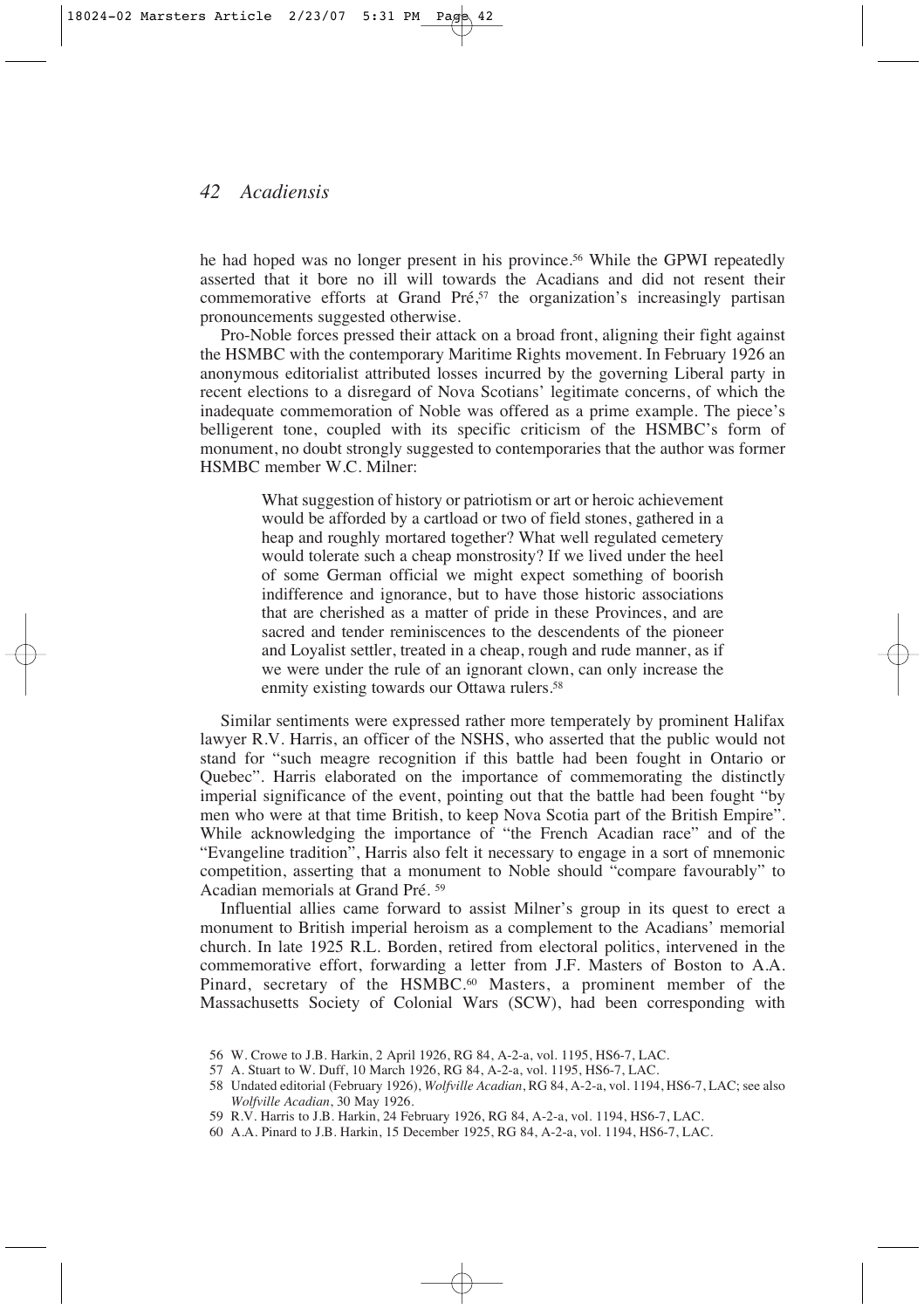he had hoped was no longer present in his province.[56] While the GPWI repeatedly asserted that it bore no ill will towards the Acadians and did not resent their commemorative efforts at Grand Pré,[57] the organization's increasingly partisan pronouncements suggested otherwise.

Pro-Noble forces pressed their attack on a broad front, aligning their fight against the HSMBC with the contemporary Maritime Rights movement. In February 1926 an anonymous editorialist attributed losses incurred by the governing Liberal party in recent elections to a disregard of Nova Scotians' legitimate concerns, of which the inadequate commemoration of Noble was offered as a prime example. The piece's belligerent tone, coupled with its specific criticism of the HSMBC's form of monument, no doubt strongly suggested to contemporaries that the author was former HSMBC member W.C. Milner:

> What suggestion of history or patriotism or art or heroic achievement would be afforded by a cartload or two of field stones, gathered in a heap and roughly mortared together? What well regulated cemetery would tolerate such a cheap monstrosity? If we lived under the heel of some German official we might expect something of boorish indifference and ignorance, but to have those historic associations that are cherished as a matter of pride in these Provinces, and are sacred and tender reminiscences to the descendents of the pioneer and Loyalist settler, treated in a cheap, rough and rude manner, as if we were under the rule of an ignorant clown, can only increase the enmity existing towards our Ottawa rulers.[58]

Similar sentiments were expressed rather more temperately by prominent Halifax lawyer R.V. Harris, an officer of the NSHS, who asserted that the public would not stand for "such meagre recognition if this battle had been fought in Ontario or Quebec". Harris elaborated on the importance of commemorating the distinctly imperial significance of the event, pointing out that the battle had been fought "by men who were at that time British, to keep Nova Scotia part of the British Empire". While acknowledging the importance of "the French Acadian race" and of the "Evangeline tradition", Harris also felt it necessary to engage in a sort of mnemonic competition, asserting that a monument to Noble should "compare favourably" to Acadian memorials at Grand Pré.[59]

Influential allies came forward to assist Milner's group in its quest to erect a monument to British imperial heroism as a complement to the Acadians' memorial church. In late 1925 R.L. Borden, retired from electoral politics, intervened in the commemorative effort, forwarding a letter from J.F. Masters of Boston to A.A. Pinard, secretary of the HSMBC.[60] Masters, a prominent member of the Massachusetts Society of Colonial Wars (SCW), had been corresponding with

56 W. Crowe to J.B. Harkin, 2 April 1926, RG 84, A-2-a, vol. 1195, HS6-7, LAC.

57 A. Stuart to W. Duff, 10 March 1926, RG 84, A-2-a, vol. 1195, HS6-7, LAC.

58 Undated editorial (February 1926), *Wolfville Acadian*, RG 84, A-2-a, vol. 1194, HS6-7, LAC; see also *Wolfville Acadian*, 30 May 1926.

59 R.V. Harris to J.B. Harkin, 24 February 1926, RG 84, A-2-a, vol. 1194, HS6-7, LAC.

60 A.A. Pinard to J.B. Harkin, 15 December 1925, RG 84, A-2-a, vol. 1194, HS6-7, LAC.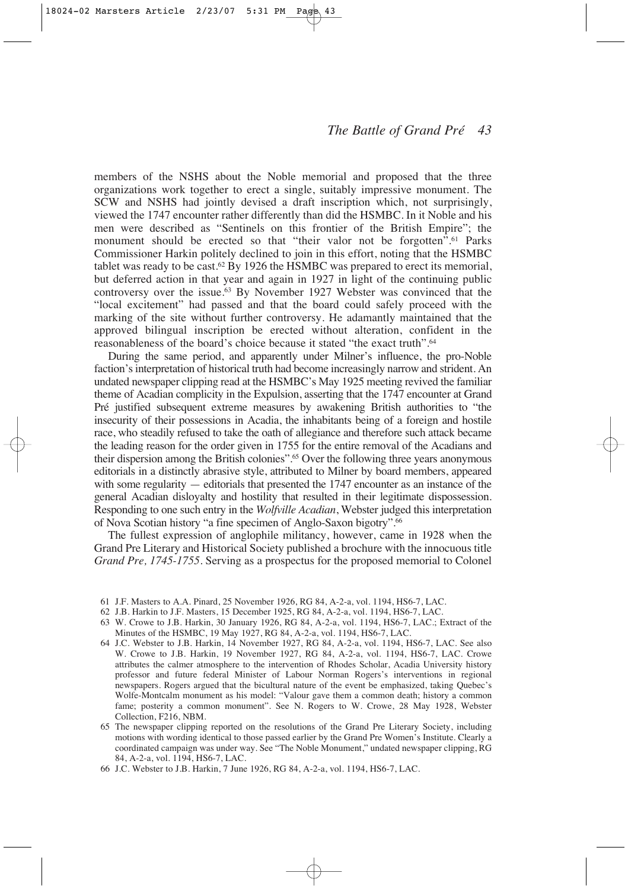members of the NSHS about the Noble memorial and proposed that the three organizations work together to erect a single, suitably impressive monument. The SCW and NSHS had jointly devised a draft inscription which, not surprisingly, viewed the 1747 encounter rather differently than did the HSMBC. In it Noble and his men were described as "Sentinels on this frontier of the British Empire"; the monument should be erected so that "their valor not be forgotten".[61] Parks Commissioner Harkin politely declined to join in this effort, noting that the HSMBC tablet was ready to be cast.[62] By 1926 the HSMBC was prepared to erect its memorial, but deferred action in that year and again in 1927 in light of the continuing public controversy over the issue.[63] By November 1927 Webster was convinced that the "local excitement" had passed and that the board could safely proceed with the marking of the site without further controversy. He adamantly maintained that the approved bilingual inscription be erected without alteration, confident in the reasonableness of the board's choice because it stated "the exact truth".[64]

During the same period, and apparently under Milner's influence, the pro-Noble faction's interpretation of historical truth had become increasingly narrow and strident. An undated newspaper clipping read at the HSMBC's May 1925 meeting revived the familiar theme of Acadian complicity in the Expulsion, asserting that the 1747 encounter at Grand Pré justified subsequent extreme measures by awakening British authorities to "the insecurity of their possessions in Acadia, the inhabitants being of a foreign and hostile race, who steadily refused to take the oath of allegiance and therefore such attack became the leading reason for the order given in 1755 for the entire removal of the Acadians and their dispersion among the British colonies".[65] Over the following three years anonymous editorials in a distinctly abrasive style, attributed to Milner by board members, appeared with some regularity — editorials that presented the 1747 encounter as an instance of the general Acadian disloyalty and hostility that resulted in their legitimate dispossession. Responding to one such entry in the *Wolfville Acadian*, Webster judged this interpretation of Nova Scotian history "a fine specimen of Anglo-Saxon bigotry".[66]

The fullest expression of anglophile militancy, however, came in 1928 when the Grand Pre Literary and Historical Society published a brochure with the innocuous title *Grand Pre, 1745-1755*. Serving as a prospectus for the proposed memorial to Colonel

61 J.F. Masters to A.A. Pinard, 25 November 1926, RG 84, A-2-a, vol. 1194, HS6-7, LAC.

62 J.B. Harkin to J.F. Masters, 15 December 1925, RG 84, A-2-a, vol. 1194, HS6-7, LAC.

63 W. Crowe to J.B. Harkin, 30 January 1926, RG 84, A-2-a, vol. 1194, HS6-7, LAC.; Extract of the Minutes of the HSMBC, 19 May 1927, RG 84, A-2-a, vol. 1194, HS6-7, LAC.

64 J.C. Webster to J.B. Harkin, 14 November 1927, RG 84, A-2-a, vol. 1194, HS6-7, LAC. See also W. Crowe to J.B. Harkin, 19 November 1927, RG 84, A-2-a, vol. 1194, HS6-7, LAC. Crowe attributes the calmer atmosphere to the intervention of Rhodes Scholar, Acadia University history professor and future federal Minister of Labour Norman Rogers's interventions in regional newspapers. Rogers argued that the bicultural nature of the event be emphasized, taking Quebec's Wolfe-Montcalm monument as his model: "Valour gave them a common death; history a common fame; posterity a common monument". See N. Rogers to W. Crowe, 28 May 1928, Webster Collection, F216, NBM.

65 The newspaper clipping reported on the resolutions of the Grand Pre Literary Society, including motions with wording identical to those passed earlier by the Grand Pre Women's Institute. Clearly a coordinated campaign was under way. See "The Noble Monument," undated newspaper clipping, RG 84, A-2-a, vol. 1194, HS6-7, LAC.

66 J.C. Webster to J.B. Harkin, 7 June 1926, RG 84, A-2-a, vol. 1194, HS6-7, LAC.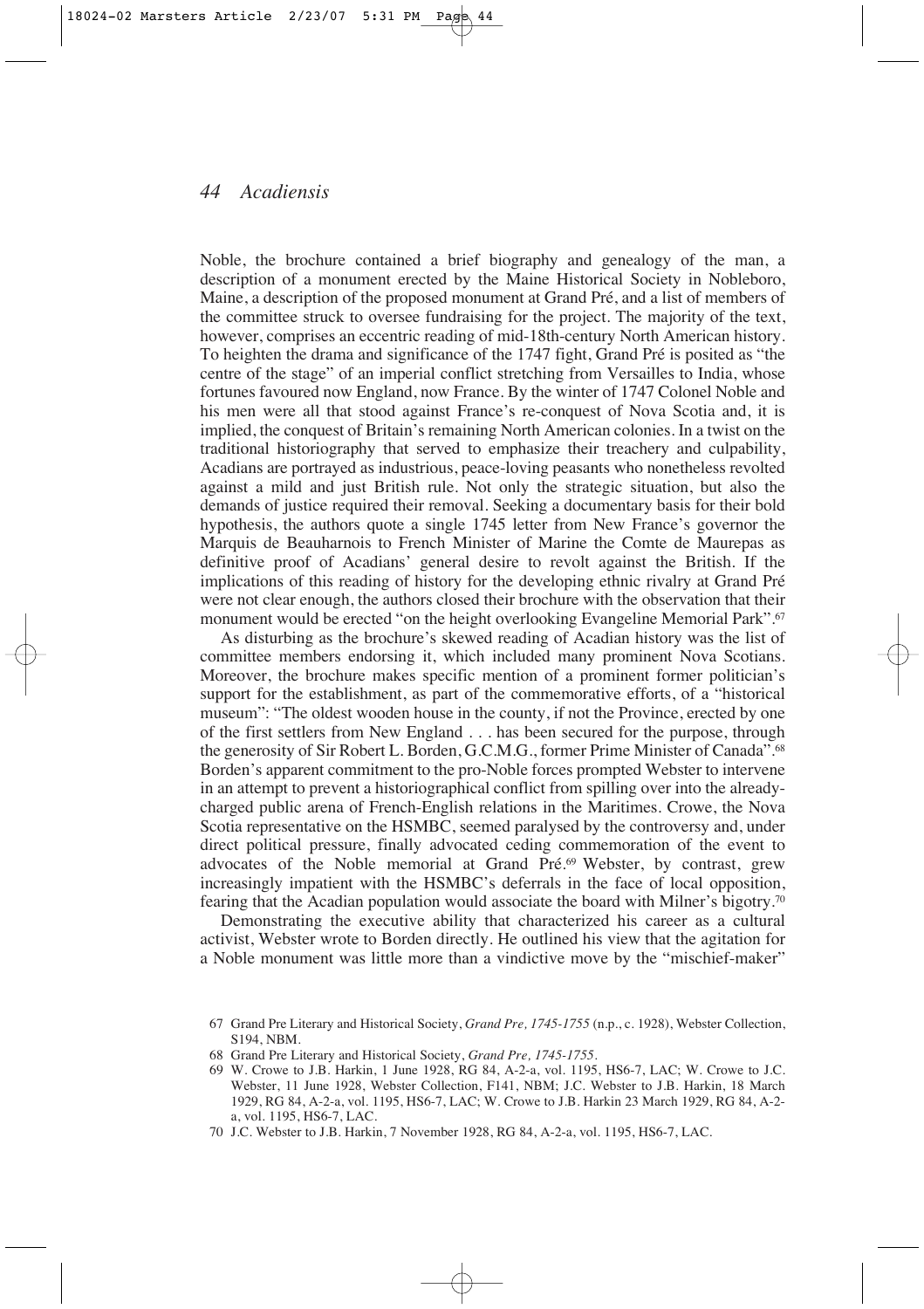Noble, the brochure contained a brief biography and genealogy of the man, a description of a monument erected by the Maine Historical Society in Nobleboro, Maine, a description of the proposed monument at Grand Pré, and a list of members of the committee struck to oversee fundraising for the project. The majority of the text, however, comprises an eccentric reading of mid-18th-century North American history. To heighten the drama and significance of the 1747 fight, Grand Pré is posited as "the centre of the stage" of an imperial conflict stretching from Versailles to India, whose fortunes favoured now England, now France. By the winter of 1747 Colonel Noble and his men were all that stood against France's re-conquest of Nova Scotia and, it is implied, the conquest of Britain's remaining North American colonies. In a twist on the traditional historiography that served to emphasize their treachery and culpability, Acadians are portrayed as industrious, peace-loving peasants who nonetheless revolted against a mild and just British rule. Not only the strategic situation, but also the demands of justice required their removal. Seeking a documentary basis for their bold hypothesis, the authors quote a single 1745 letter from New France's governor the Marquis de Beauharnois to French Minister of Marine the Comte de Maurepas as definitive proof of Acadians' general desire to revolt against the British. If the implications of this reading of history for the developing ethnic rivalry at Grand Pré were not clear enough, the authors closed their brochure with the observation that their monument would be erected "on the height overlooking Evangeline Memorial Park".[67]

As disturbing as the brochure's skewed reading of Acadian history was the list of committee members endorsing it, which included many prominent Nova Scotians. Moreover, the brochure makes specific mention of a prominent former politician's support for the establishment, as part of the commemorative efforts, of a "historical museum": "The oldest wooden house in the county, if not the Province, erected by one of the first settlers from New England . . . has been secured for the purpose, through the generosity of Sir Robert L. Borden, G.C.M.G., former Prime Minister of Canada".[68] Borden's apparent commitment to the pro-Noble forces prompted Webster to intervene in an attempt to prevent a historiographical conflict from spilling over into the already-charged public arena of French-English relations in the Maritimes. Crowe, the Nova Scotia representative on the HSMBC, seemed paralysed by the controversy and, under direct political pressure, finally advocated ceding commemoration of the event to advocates of the Noble memorial at Grand Pré.[69] Webster, by contrast, grew increasingly impatient with the HSMBC's deferrals in the face of local opposition, fearing that the Acadian population would associate the board with Milner's bigotry.[70]

Demonstrating the executive ability that characterized his career as a cultural activist, Webster wrote to Borden directly. He outlined his view that the agitation for a Noble monument was little more than a vindictive move by the "mischief-maker"

---

67 Grand Pre Literary and Historical Society, *Grand Pre, 1745-1755* (n.p., c. 1928), Webster Collection, S194, NBM.

68 Grand Pre Literary and Historical Society, *Grand Pre, 1745-1755*.

69 W. Crowe to J.B. Harkin, 1 June 1928, RG 84, A-2-a, vol. 1195, HS6-7, LAC; W. Crowe to J.C. Webster, 11 June 1928, Webster Collection, F141, NBM; J.C. Webster to J.B. Harkin, 18 March 1929, RG 84, A-2-a, vol. 1195, HS6-7, LAC; W. Crowe to J.B. Harkin 23 March 1929, RG 84, A-2-a, vol. 1195, HS6-7, LAC.

70 J.C. Webster to J.B. Harkin, 7 November 1928, RG 84, A-2-a, vol. 1195, HS6-7, LAC.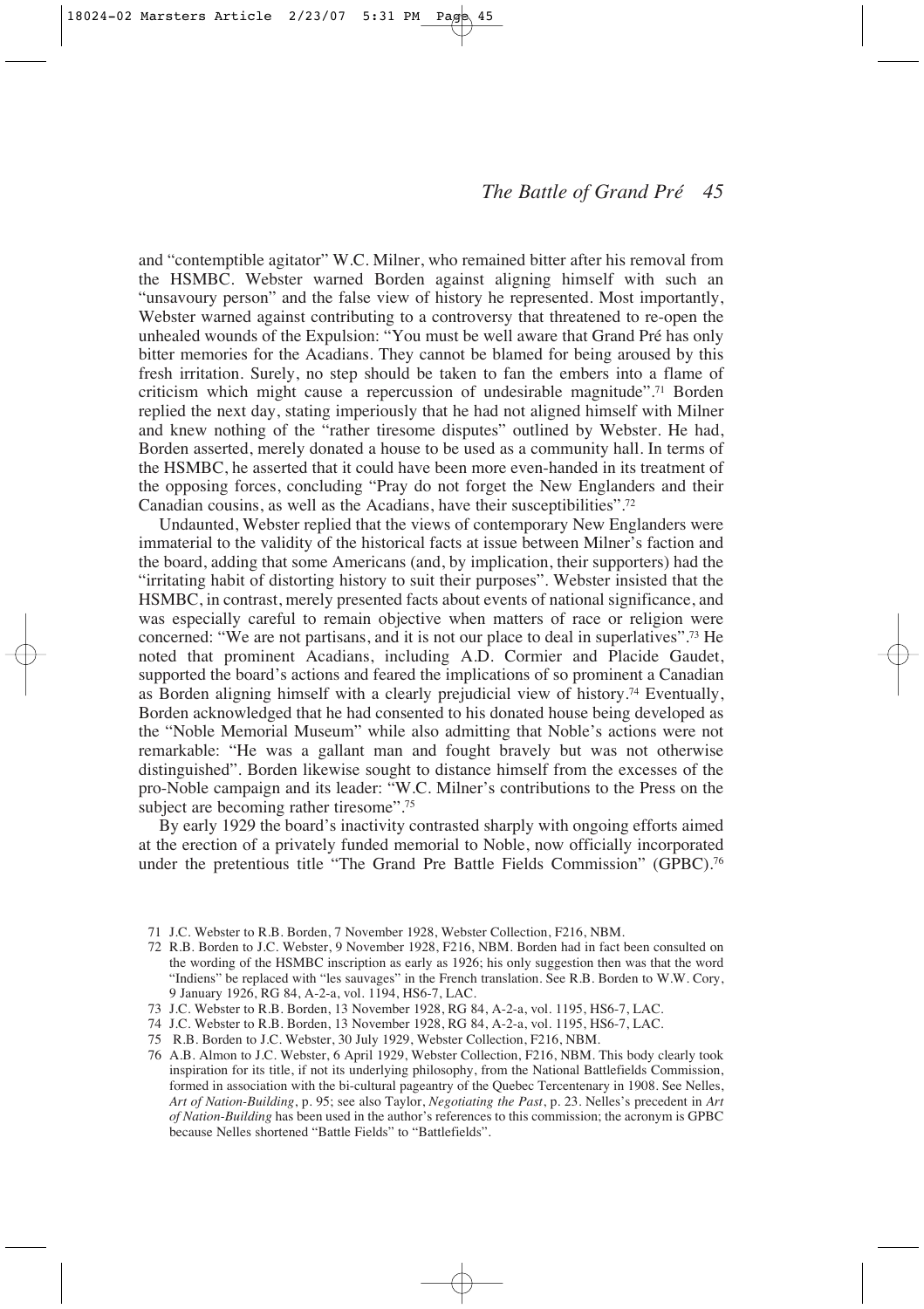and "contemptible agitator" W.C. Milner, who remained bitter after his removal from the HSMBC. Webster warned Borden against aligning himself with such an "unsavoury person" and the false view of history he represented. Most importantly, Webster warned against contributing to a controversy that threatened to re-open the unhealed wounds of the Expulsion: "You must be well aware that Grand Pré has only bitter memories for the Acadians. They cannot be blamed for being aroused by this fresh irritation. Surely, no step should be taken to fan the embers into a flame of criticism which might cause a repercussion of undesirable magnitude".[71] Borden replied the next day, stating imperiously that he had not aligned himself with Milner and knew nothing of the "rather tiresome disputes" outlined by Webster. He had, Borden asserted, merely donated a house to be used as a community hall. In terms of the HSMBC, he asserted that it could have been more even-handed in its treatment of the opposing forces, concluding "Pray do not forget the New Englanders and their Canadian cousins, as well as the Acadians, have their susceptibilities".[72]

Undaunted, Webster replied that the views of contemporary New Englanders were immaterial to the validity of the historical facts at issue between Milner's faction and the board, adding that some Americans (and, by implication, their supporters) had the "irritating habit of distorting history to suit their purposes". Webster insisted that the HSMBC, in contrast, merely presented facts about events of national significance, and was especially careful to remain objective when matters of race or religion were concerned: "We are not partisans, and it is not our place to deal in superlatives".[73] He noted that prominent Acadians, including A.D. Cormier and Placide Gaudet, supported the board's actions and feared the implications of so prominent a Canadian as Borden aligning himself with a clearly prejudicial view of history.[74] Eventually, Borden acknowledged that he had consented to his donated house being developed as the "Noble Memorial Museum" while also admitting that Noble's actions were not remarkable: "He was a gallant man and fought bravely but was not otherwise distinguished". Borden likewise sought to distance himself from the excesses of the pro-Noble campaign and its leader: "W.C. Milner's contributions to the Press on the subject are becoming rather tiresome".[75]

By early 1929 the board's inactivity contrasted sharply with ongoing efforts aimed at the erection of a privately funded memorial to Noble, now officially incorporated under the pretentious title "The Grand Pre Battle Fields Commission" (GPBC).[76]

71 J.C. Webster to R.B. Borden, 7 November 1928, Webster Collection, F216, NBM.

72 R.B. Borden to J.C. Webster, 9 November 1928, F216, NBM. Borden had in fact been consulted on the wording of the HSMBC inscription as early as 1926; his only suggestion then was that the word "Indiens" be replaced with "les sauvages" in the French translation. See R.B. Borden to W.W. Cory, 9 January 1926, RG 84, A-2-a, vol. 1194, HS6-7, LAC.

73 J.C. Webster to R.B. Borden, 13 November 1928, RG 84, A-2-a, vol. 1195, HS6-7, LAC.

74 J.C. Webster to R.B. Borden, 13 November 1928, RG 84, A-2-a, vol. 1195, HS6-7, LAC.

75 R.B. Borden to J.C. Webster, 30 July 1929, Webster Collection, F216, NBM.

76 A.B. Almon to J.C. Webster, 6 April 1929, Webster Collection, F216, NBM. This body clearly took inspiration for its title, if not its underlying philosophy, from the National Battlefields Commission, formed in association with the bi-cultural pageantry of the Quebec Tercentenary in 1908. See Nelles, *Art of Nation-Building*, p. 95; see also Taylor, *Negotiating the Past*, p. 23. Nelles's precedent in *Art of Nation-Building* has been used in the author's references to this commission; the acronym is GPBC because Nelles shortened "Battle Fields" to "Battlefields".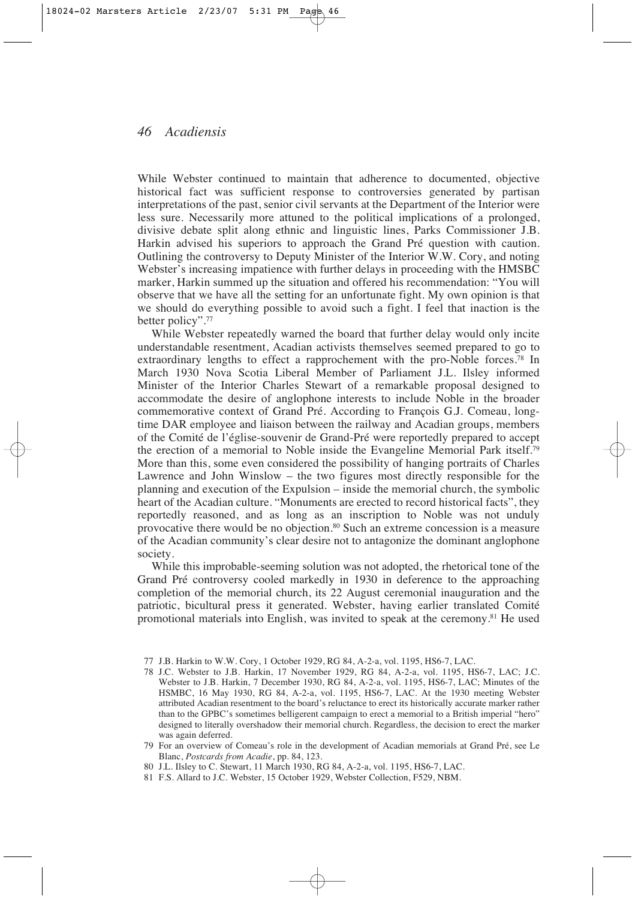While Webster continued to maintain that adherence to documented, objective historical fact was sufficient response to controversies generated by partisan interpretations of the past, senior civil servants at the Department of the Interior were less sure. Necessarily more attuned to the political implications of a prolonged, divisive debate split along ethnic and linguistic lines, Parks Commissioner J.B. Harkin advised his superiors to approach the Grand Pré question with caution. Outlining the controversy to Deputy Minister of the Interior W.W. Cory, and noting Webster's increasing impatience with further delays in proceeding with the HMSBC marker, Harkin summed up the situation and offered his recommendation: "You will observe that we have all the setting for an unfortunate fight. My own opinion is that we should do everything possible to avoid such a fight. I feel that inaction is the better policy".[77]

While Webster repeatedly warned the board that further delay would only incite understandable resentment, Acadian activists themselves seemed prepared to go to extraordinary lengths to effect a rapprochement with the pro-Noble forces.[78] In March 1930 Nova Scotia Liberal Member of Parliament J.L. Ilsley informed Minister of the Interior Charles Stewart of a remarkable proposal designed to accommodate the desire of anglophone interests to include Noble in the broader commemorative context of Grand Pré. According to François G.J. Comeau, longtime DAR employee and liaison between the railway and Acadian groups, members of the Comité de l'église-souvenir de Grand-Pré were reportedly prepared to accept the erection of a memorial to Noble inside the Evangeline Memorial Park itself.[79] More than this, some even considered the possibility of hanging portraits of Charles Lawrence and John Winslow – the two figures most directly responsible for the planning and execution of the Expulsion – inside the memorial church, the symbolic heart of the Acadian culture. "Monuments are erected to record historical facts", they reportedly reasoned, and as long as an inscription to Noble was not unduly provocative there would be no objection.[80] Such an extreme concession is a measure of the Acadian community's clear desire not to antagonize the dominant anglophone society.

While this improbable-seeming solution was not adopted, the rhetorical tone of the Grand Pré controversy cooled markedly in 1930 in deference to the approaching completion of the memorial church, its 22 August ceremonial inauguration and the patriotic, bicultural press it generated. Webster, having earlier translated Comité promotional materials into English, was invited to speak at the ceremony.[81] He used

77 J.B. Harkin to W.W. Cory, 1 October 1929, RG 84, A-2-a, vol. 1195, HS6-7, LAC.

78 J.C. Webster to J.B. Harkin, 17 November 1929, RG 84, A-2-a, vol. 1195, HS6-7, LAC; J.C. Webster to J.B. Harkin, 7 December 1930, RG 84, A-2-a, vol. 1195, HS6-7, LAC; Minutes of the HSMBC, 16 May 1930, RG 84, A-2-a, vol. 1195, HS6-7, LAC. At the 1930 meeting Webster attributed Acadian resentment to the board's reluctance to erect its historically accurate marker rather than to the GPBC's sometimes belligerent campaign to erect a memorial to a British imperial "hero" designed to literally overshadow their memorial church. Regardless, the decision to erect the marker was again deferred.

79 For an overview of Comeau's role in the development of Acadian memorials at Grand Pré, see Le Blanc, *Postcards from Acadie*, pp. 84, 123.

80 J.L. Ilsley to C. Stewart, 11 March 1930, RG 84, A-2-a, vol. 1195, HS6-7, LAC.

81 F.S. Allard to J.C. Webster, 15 October 1929, Webster Collection, F529, NBM.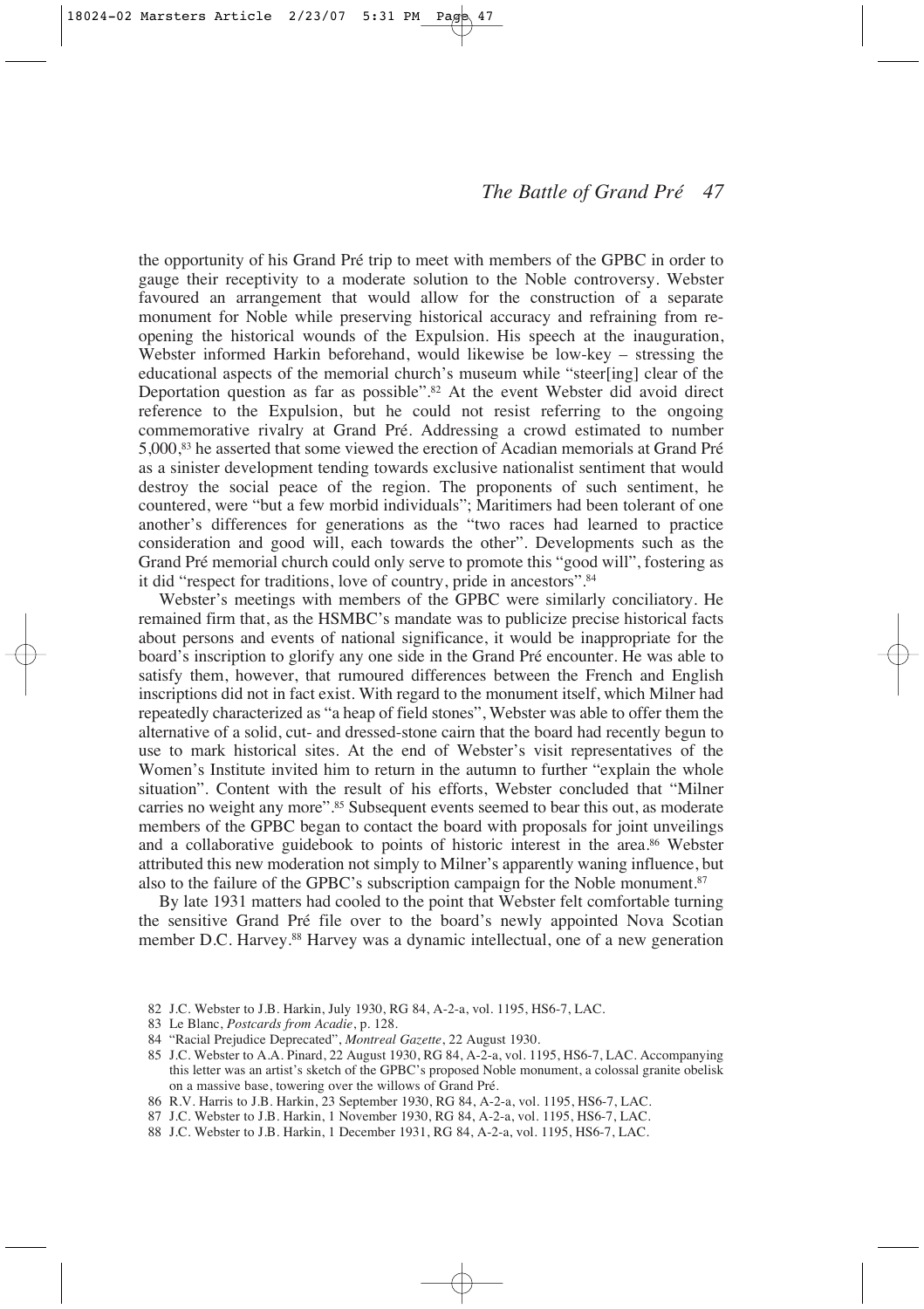the opportunity of his Grand Pré trip to meet with members of the GPBC in order to gauge their receptivity to a moderate solution to the Noble controversy. Webster favoured an arrangement that would allow for the construction of a separate monument for Noble while preserving historical accuracy and refraining from re-opening the historical wounds of the Expulsion. His speech at the inauguration, Webster informed Harkin beforehand, would likewise be low-key – stressing the educational aspects of the memorial church's museum while "steer[ing] clear of the Deportation question as far as possible".[82] At the event Webster did avoid direct reference to the Expulsion, but he could not resist referring to the ongoing commemorative rivalry at Grand Pré. Addressing a crowd estimated to number 5,000,[83] he asserted that some viewed the erection of Acadian memorials at Grand Pré as a sinister development tending towards exclusive nationalist sentiment that would destroy the social peace of the region. The proponents of such sentiment, he countered, were "but a few morbid individuals"; Maritimers had been tolerant of one another's differences for generations as the "two races had learned to practice consideration and good will, each towards the other". Developments such as the Grand Pré memorial church could only serve to promote this "good will", fostering as it did "respect for traditions, love of country, pride in ancestors".[84]

Webster's meetings with members of the GPBC were similarly conciliatory. He remained firm that, as the HSMBC's mandate was to publicize precise historical facts about persons and events of national significance, it would be inappropriate for the board's inscription to glorify any one side in the Grand Pré encounter. He was able to satisfy them, however, that rumoured differences between the French and English inscriptions did not in fact exist. With regard to the monument itself, which Milner had repeatedly characterized as "a heap of field stones", Webster was able to offer them the alternative of a solid, cut- and dressed-stone cairn that the board had recently begun to use to mark historical sites. At the end of Webster's visit representatives of the Women's Institute invited him to return in the autumn to further "explain the whole situation". Content with the result of his efforts, Webster concluded that "Milner carries no weight any more".[85] Subsequent events seemed to bear this out, as moderate members of the GPBC began to contact the board with proposals for joint unveilings and a collaborative guidebook to points of historic interest in the area.[86] Webster attributed this new moderation not simply to Milner's apparently waning influence, but also to the failure of the GPBC's subscription campaign for the Noble monument.[87]

By late 1931 matters had cooled to the point that Webster felt comfortable turning the sensitive Grand Pré file over to the board's newly appointed Nova Scotian member D.C. Harvey.[88] Harvey was a dynamic intellectual, one of a new generation

82 J.C. Webster to J.B. Harkin, July 1930, RG 84, A-2-a, vol. 1195, HS6-7, LAC.

83 Le Blanc, *Postcards from Acadie*, p. 128.

84 "Racial Prejudice Deprecated", *Montreal Gazette*, 22 August 1930.

85 J.C. Webster to A.A. Pinard, 22 August 1930, RG 84, A-2-a, vol. 1195, HS6-7, LAC. Accompanying this letter was an artist's sketch of the GPBC's proposed Noble monument, a colossal granite obelisk on a massive base, towering over the willows of Grand Pré.

86 R.V. Harris to J.B. Harkin, 23 September 1930, RG 84, A-2-a, vol. 1195, HS6-7, LAC.

87 J.C. Webster to J.B. Harkin, 1 November 1930, RG 84, A-2-a, vol. 1195, HS6-7, LAC.

88 J.C. Webster to J.B. Harkin, 1 December 1931, RG 84, A-2-a, vol. 1195, HS6-7, LAC.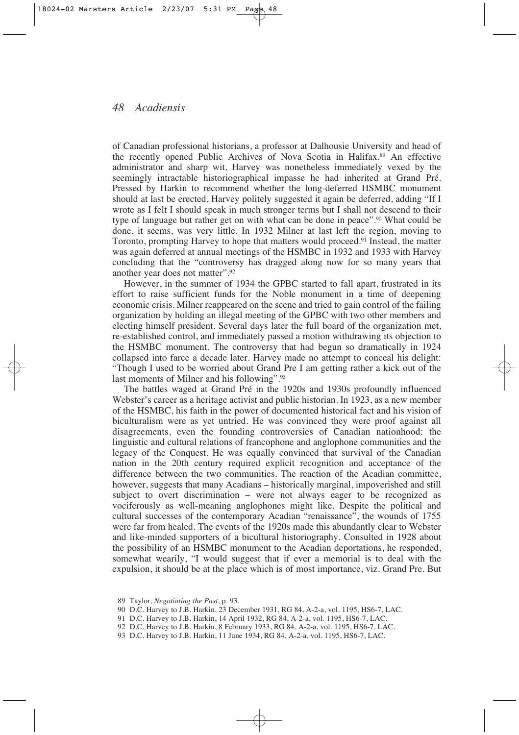of Canadian professional historians, a professor at Dalhousie University and head of the recently opened Public Archives of Nova Scotia in Halifax.[89] An effective administrator and sharp wit, Harvey was nonetheless immediately vexed by the seemingly intractable historiographical impasse he had inherited at Grand Pré. Pressed by Harkin to recommend whether the long-deferred HSMBC monument should at last be erected, Harvey politely suggested it again be deferred, adding "If I wrote as I felt I should speak in much stronger terms but I shall not descend to their type of language but rather get on with what can be done in peace".[90] What could be done, it seems, was very little. In 1932 Milner at last left the region, moving to Toronto, prompting Harvey to hope that matters would proceed.[91] Instead, the matter was again deferred at annual meetings of the HSMBC in 1932 and 1933 with Harvey concluding that the "controversy has dragged along now for so many years that another year does not matter".[92]

However, in the summer of 1934 the GPBC started to fall apart, frustrated in its effort to raise sufficient funds for the Noble monument in a time of deepening economic crisis. Milner reappeared on the scene and tried to gain control of the failing organization by holding an illegal meeting of the GPBC with two other members and electing himself president. Several days later the full board of the organization met, re-established control, and immediately passed a motion withdrawing its objection to the HSMBC monument. The controversy that had begun so dramatically in 1924 collapsed into farce a decade later. Harvey made no attempt to conceal his delight: "Though I used to be worried about Grand Pre I am getting rather a kick out of the last moments of Milner and his following".[93]

The battles waged at Grand Pré in the 1920s and 1930s profoundly influenced Webster's career as a heritage activist and public historian. In 1923, as a new member of the HSMBC, his faith in the power of documented historical fact and his vision of biculturalism were as yet untried. He was convinced they were proof against all disagreements, even the founding controversies of Canadian nationhood: the linguistic and cultural relations of francophone and anglophone communities and the legacy of the Conquest. He was equally convinced that survival of the Canadian nation in the 20th century required explicit recognition and acceptance of the difference between the two communities. The reaction of the Acadian committee, however, suggests that many Acadians – historically marginal, impoverished and still subject to overt discrimination – were not always eager to be recognized as vociferously as well-meaning anglophones might like. Despite the political and cultural successes of the contemporary Acadian "renaissance", the wounds of 1755 were far from healed. The events of the 1920s made this abundantly clear to Webster and like-minded supporters of a bicultural historiography. Consulted in 1928 about the possibility of an HSMBC monument to the Acadian deportations, he responded, somewhat wearily, "I would suggest that if ever a memorial is to deal with the expulsion, it should be at the place which is of most importance, viz. Grand Pre. But

89 Taylor, *Negotiating the Past*, p. 93.

90 D.C. Harvey to J.B. Harkin, 23 December 1931, RG 84, A-2-a, vol. 1195, HS6-7, LAC.

91 D.C. Harvey to J.B. Harkin, 14 April 1932, RG 84, A-2-a, vol. 1195, HS6-7, LAC.

92 D.C. Harvey to J.B. Harkin, 8 February 1933, RG 84, A-2-a, vol. 1195, HS6-7, LAC.

93 D.C. Harvey to J.B. Harkin, 11 June 1934, RG 84, A-2-a, vol. 1195, HS6-7, LAC.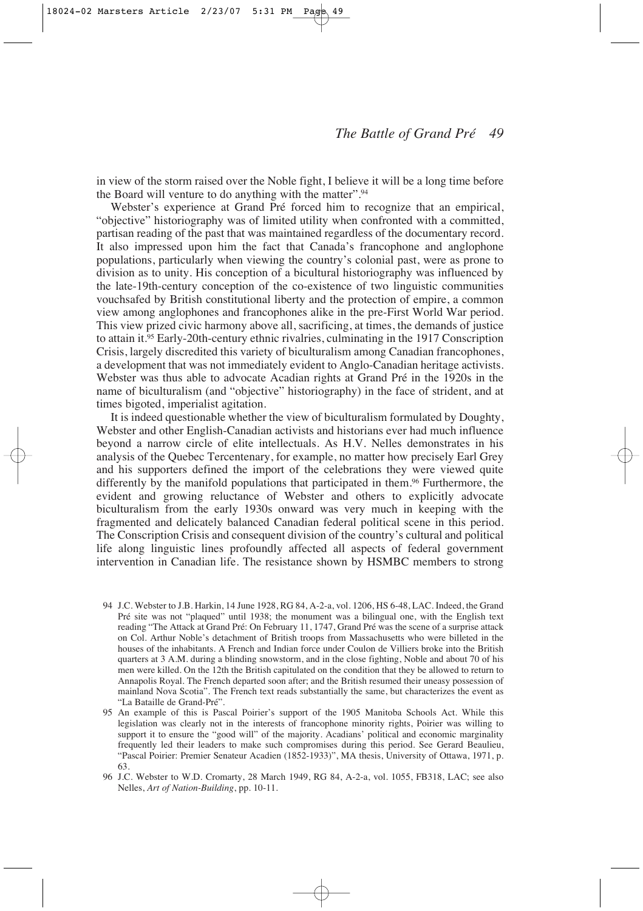in view of the storm raised over the Noble fight, I believe it will be a long time before the Board will venture to do anything with the matter".[94]

Webster's experience at Grand Pré forced him to recognize that an empirical, "objective" historiography was of limited utility when confronted with a committed, partisan reading of the past that was maintained regardless of the documentary record. It also impressed upon him the fact that Canada's francophone and anglophone populations, particularly when viewing the country's colonial past, were as prone to division as to unity. His conception of a bicultural historiography was influenced by the late-19th-century conception of the co-existence of two linguistic communities vouchsafed by British constitutional liberty and the protection of empire, a common view among anglophones and francophones alike in the pre-First World War period. This view prized civic harmony above all, sacrificing, at times, the demands of justice to attain it.[95] Early-20th-century ethnic rivalries, culminating in the 1917 Conscription Crisis, largely discredited this variety of biculturalism among Canadian francophones, a development that was not immediately evident to Anglo-Canadian heritage activists. Webster was thus able to advocate Acadian rights at Grand Pré in the 1920s in the name of biculturalism (and "objective" historiography) in the face of strident, and at times bigoted, imperialist agitation.

It is indeed questionable whether the view of biculturalism formulated by Doughty, Webster and other English-Canadian activists and historians ever had much influence beyond a narrow circle of elite intellectuals. As H.V. Nelles demonstrates in his analysis of the Quebec Tercentenary, for example, no matter how precisely Earl Grey and his supporters defined the import of the celebrations they were viewed quite differently by the manifold populations that participated in them.[96] Furthermore, the evident and growing reluctance of Webster and others to explicitly advocate biculturalism from the early 1930s onward was very much in keeping with the fragmented and delicately balanced Canadian federal political scene in this period. The Conscription Crisis and consequent division of the country's cultural and political life along linguistic lines profoundly affected all aspects of federal government intervention in Canadian life. The resistance shown by HSMBC members to strong

94 J.C. Webster to J.B. Harkin, 14 June 1928, RG 84, A-2-a, vol. 1206, HS 6-48, LAC. Indeed, the Grand Pré site was not "plaqued" until 1938; the monument was a bilingual one, with the English text reading "The Attack at Grand Pré: On February 11, 1747, Grand Pré was the scene of a surprise attack on Col. Arthur Noble's detachment of British troops from Massachusetts who were billeted in the houses of the inhabitants. A French and Indian force under Coulon de Villiers broke into the British quarters at 3 A.M. during a blinding snowstorm, and in the close fighting, Noble and about 70 of his men were killed. On the 12th the British capitulated on the condition that they be allowed to return to Annapolis Royal. The French departed soon after; and the British resumed their uneasy possession of mainland Nova Scotia". The French text reads substantially the same, but characterizes the event as "La Bataille de Grand-Pré".

95 An example of this is Pascal Poirier's support of the 1905 Manitoba Schools Act. While this legislation was clearly not in the interests of francophone minority rights, Poirier was willing to support it to ensure the "good will" of the majority. Acadians' political and economic marginality frequently led their leaders to make such compromises during this period. See Gerard Beaulieu, "Pascal Poirier: Premier Senateur Acadien (1852-1933)", MA thesis, University of Ottawa, 1971, p. 63.

96 J.C. Webster to W.D. Cromarty, 28 March 1949, RG 84, A-2-a, vol. 1055, FB318, LAC; see also Nelles, *Art of Nation-Building*, pp. 10-11.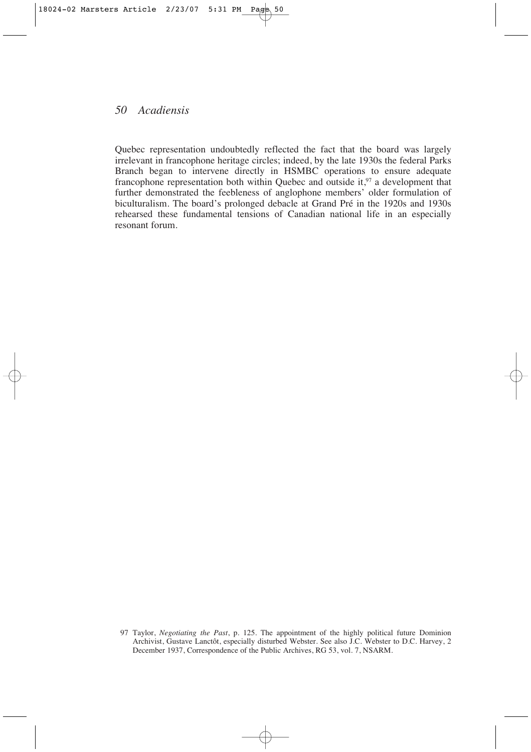Quebec representation undoubtedly reflected the fact that the board was largely irrelevant in francophone heritage circles; indeed, by the late 1930s the federal Parks Branch began to intervene directly in HSMBC operations to ensure adequate francophone representation both within Quebec and outside it,[97] a development that further demonstrated the feebleness of anglophone members' older formulation of biculturalism. The board's prolonged debacle at Grand Pré in the 1920s and 1930s rehearsed these fundamental tensions of Canadian national life in an especially resonant forum.

97 Taylor, *Negotiating the Past*, p. 125. The appointment of the highly political future Dominion Archivist, Gustave Lanctôt, especially disturbed Webster. See also J.C. Webster to D.C. Harvey, 2 December 1937, Correspondence of the Public Archives, RG 53, vol. 7, NSARM.